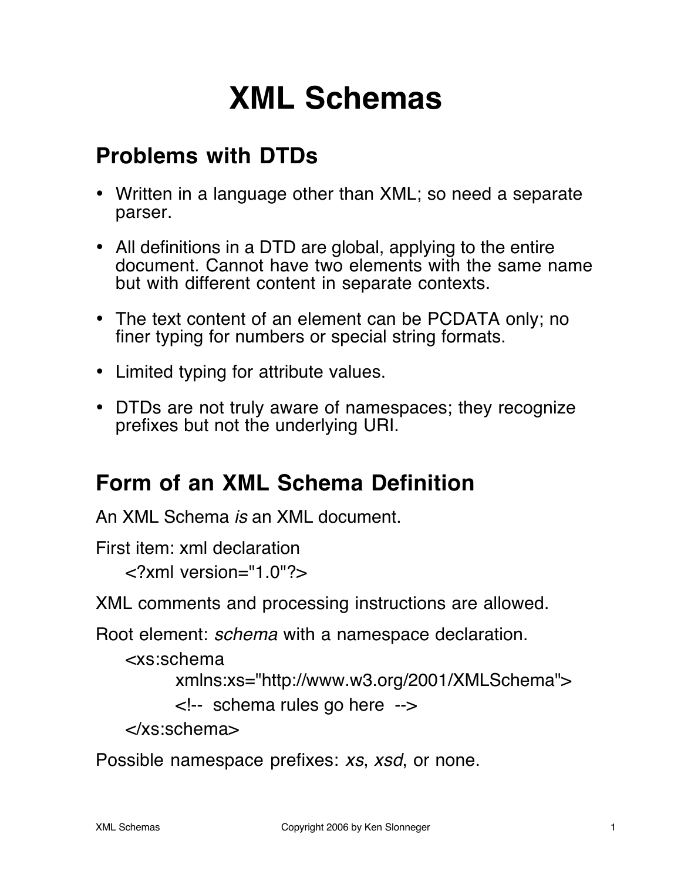# XML Schemas

## Problems with DTDs

- Written in a language other than XML; so need a separate parser.
- All definitions in a DTD are global, applying to the entire document. Cannot have two elements with the same name but with different content in separate contexts.
- The text content of an element can be PCDATA only; no finer typing for numbers or special string formats.
- Limited typing for attribute values.
- DTDs are not truly aware of namespaces; they recognize prefixes but not the underlying URI.

## Form of an XML Schema Definition

An XML Schema *is* an XML document.

First item: xml declaration

```
<?xml version="1.0"?>
```

XML comments and processing instructions are allowed.

Root element: *schema* with a namespace declaration.

```
<xs:schema
        xmlns:xs="http://www.w3.org/2001/XMLSchema">
        <!--  schema rules go here  -->
</xs:schema>
```

Possible namespace prefixes: *xs*, *xsd*, or none.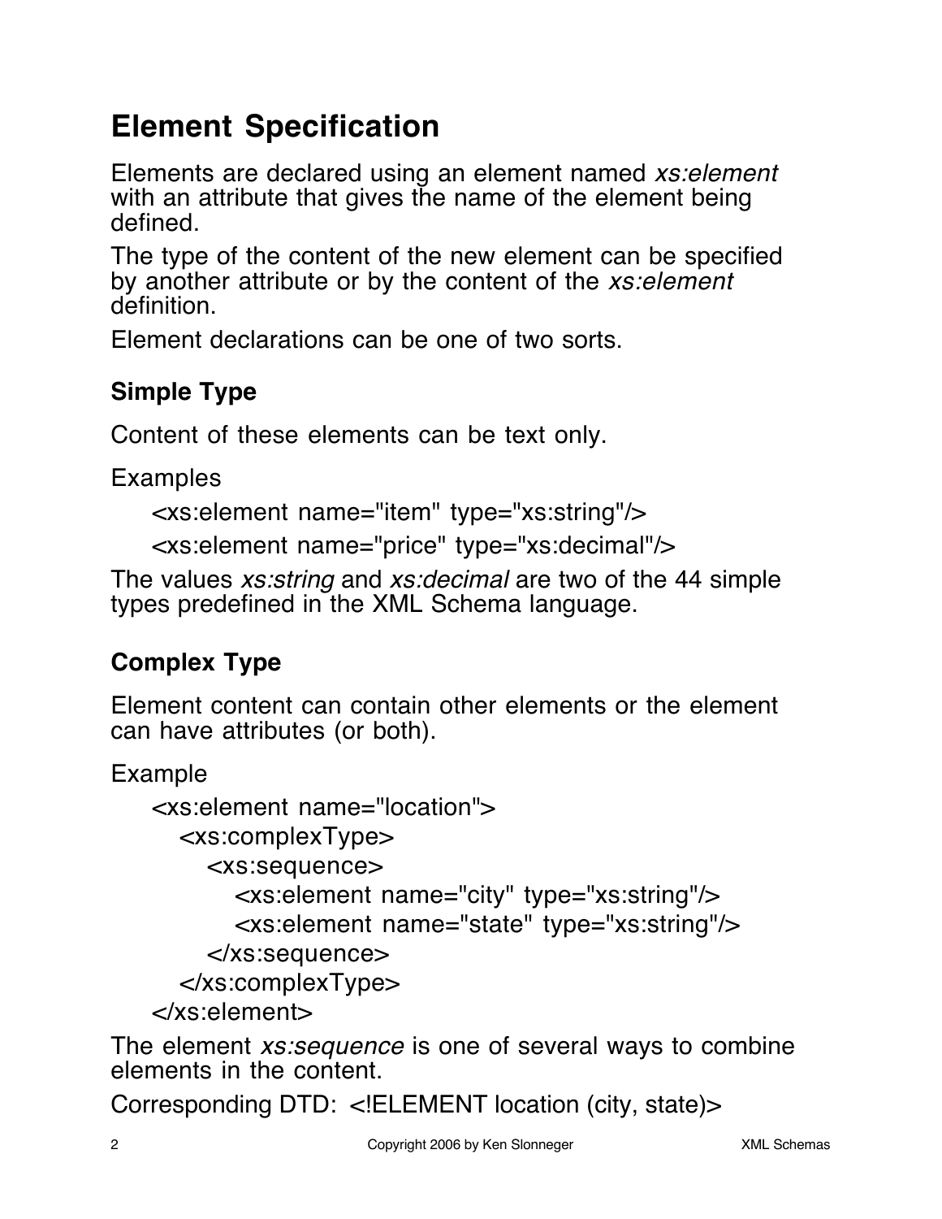# Element Specification

Elements are declared using an element named *xs:element* with an attribute that gives the name of the element being defined.

The type of the content of the new element can be specified by another attribute or by the content of the *xs:element* definition.

Element declarations can be one of two sorts.

## Simple Type

Content of these elements can be text only.

Examples

```
<xs:element name="item" type="xs:string"/>
<xs:element name="price" type="xs:decimal"/>
```

The values *xs:string* and *xs:decimal* are two of the 44 simple types predefined in the XML Schema language.

## Complex Type

Element content can contain other elements or the element can have attributes (or both).

Example

```
<xs:element name="location">
  <xs:complexType>
    <xs:sequence>
      <xs:element name="city" type="xs:string"/>
      <xs:element name="state" type="xs:string"/>
    </xs:sequence>
  </xs:complexType>
</xs:element>
```

The element *xs:sequence* is one of several ways to combine elements in the content.

Corresponding DTD: `<!ELEMENT location (city, state)>`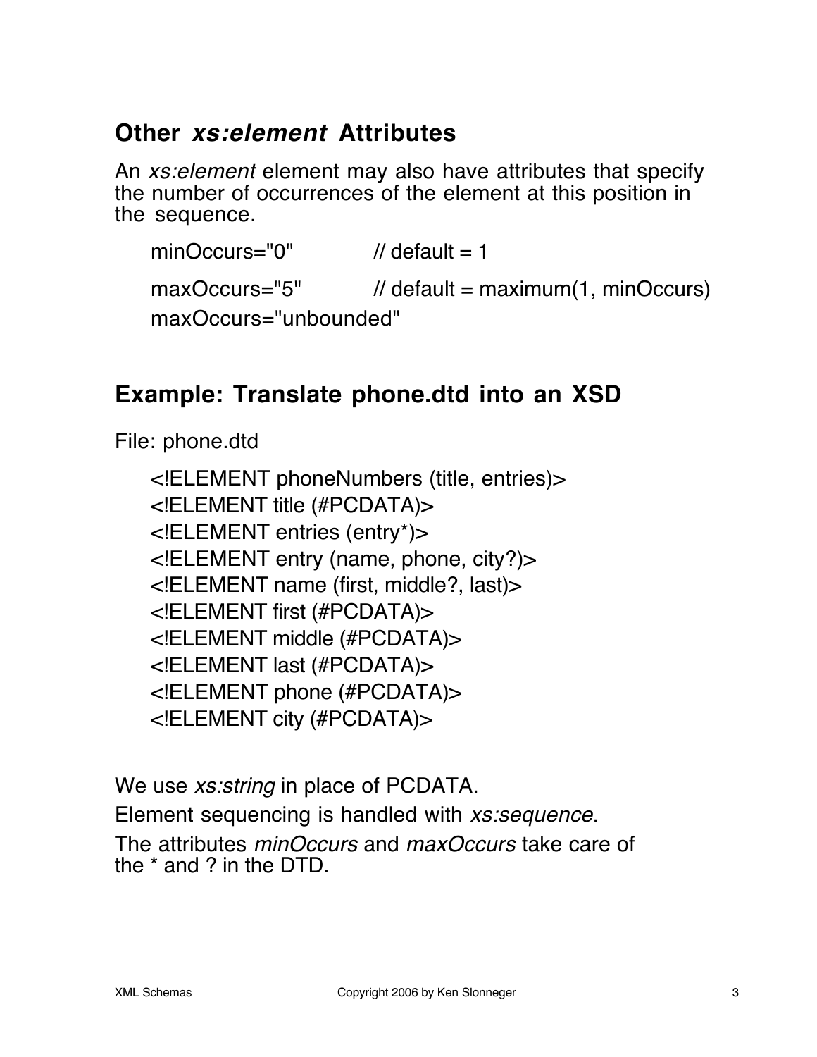## Other *xs:element* Attributes

An *xs:element* element may also have attributes that specify the number of occurrences of the element at this position in the sequence.

```
minOccurs="0"           // default = 1
maxOccurs="5"           // default = maximum(1, minOccurs)
maxOccurs="unbounded"
```

## Example: Translate phone.dtd into an XSD

File: phone.dtd

```
<!ELEMENT phoneNumbers (title, entries)>
<!ELEMENT title (#PCDATA)>
<!ELEMENT entries (entry*)>
<!ELEMENT entry (name, phone, city?)>
<!ELEMENT name (first, middle?, last)>
<!ELEMENT first (#PCDATA)>
<!ELEMENT middle (#PCDATA)>
<!ELEMENT last (#PCDATA)>
<!ELEMENT phone (#PCDATA)>
<!ELEMENT city (#PCDATA)>
```

We use *xs:string* in place of PCDATA.

Element sequencing is handled with *xs:sequence*.

The attributes *minOccurs* and *maxOccurs* take care of the * and ? in the DTD.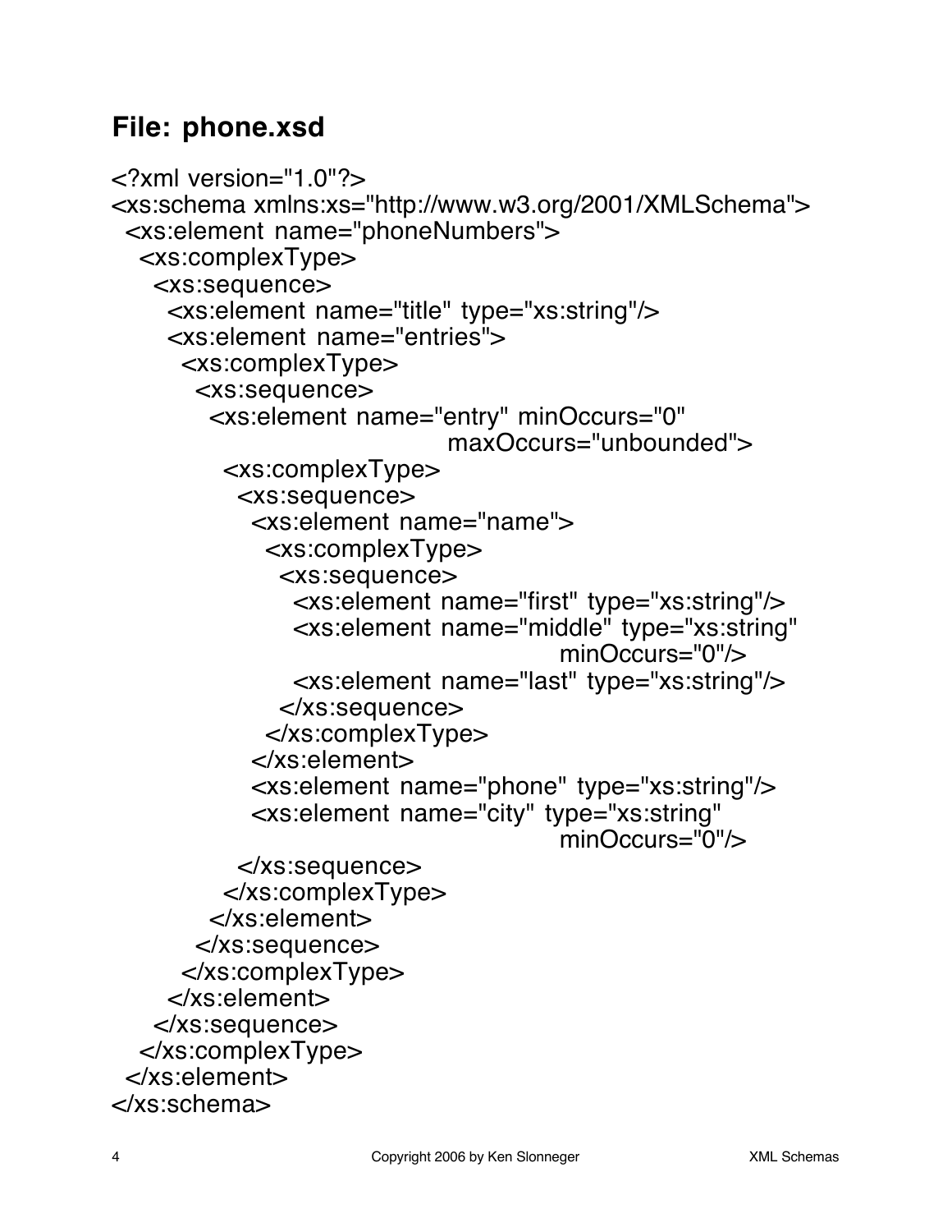## File: phone.xsd

```
<?xml version="1.0"?>
<xs:schema xmlns:xs="http://www.w3.org/2001/XMLSchema">
 <xs:element name="phoneNumbers">
  <xs:complexType>
   <xs:sequence>
    <xs:element name="title" type="xs:string"/>
    <xs:element name="entries">
     <xs:complexType>
      <xs:sequence>
       <xs:element name="entry" minOccurs="0"
                              maxOccurs="unbounded">
        <xs:complexType>
         <xs:sequence>
          <xs:element name="name">
           <xs:complexType>
            <xs:sequence>
             <xs:element name="first" type="xs:string"/>
             <xs:element name="middle" type="xs:string"
                                      minOccurs="0"/>
             <xs:element name="last" type="xs:string"/>
            </xs:sequence>
           </xs:complexType>
          </xs:element>
          <xs:element name="phone" type="xs:string"/>
          <xs:element name="city" type="xs:string"
                                      minOccurs="0"/>
         </xs:sequence>
        </xs:complexType>
       </xs:element>
      </xs:sequence>
     </xs:complexType>
    </xs:element>
   </xs:sequence>
  </xs:complexType>
 </xs:element>
</xs:schema>
```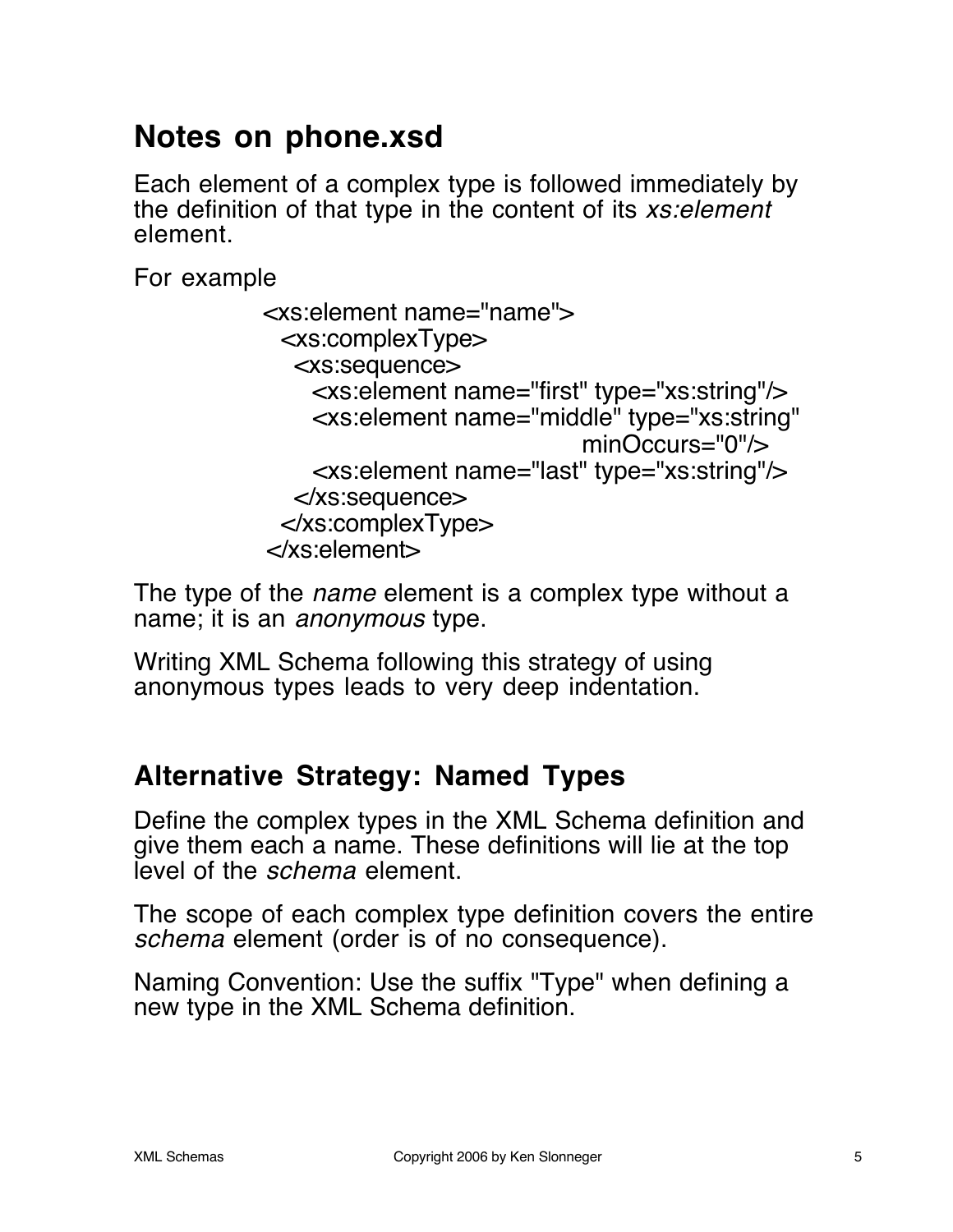## Notes on phone.xsd

Each element of a complex type is followed immediately by the definition of that type in the content of its *xs:element* element.

For example

```
<xs:element name="name">
  <xs:complexType>
    <xs:sequence>
      <xs:element name="first" type="xs:string"/>
      <xs:element name="middle" type="xs:string"
                                   minOccurs="0"/>
      <xs:element name="last" type="xs:string"/>
    </xs:sequence>
  </xs:complexType>
</xs:element>
```

The type of the *name* element is a complex type without a name; it is an *anonymous* type.

Writing XML Schema following this strategy of using anonymous types leads to very deep indentation.

## Alternative Strategy: Named Types

Define the complex types in the XML Schema definition and give them each a name. These definitions will lie at the top level of the *schema* element.

The scope of each complex type definition covers the entire *schema* element (order is of no consequence).

Naming Convention: Use the suffix "Type" when defining a new type in the XML Schema definition.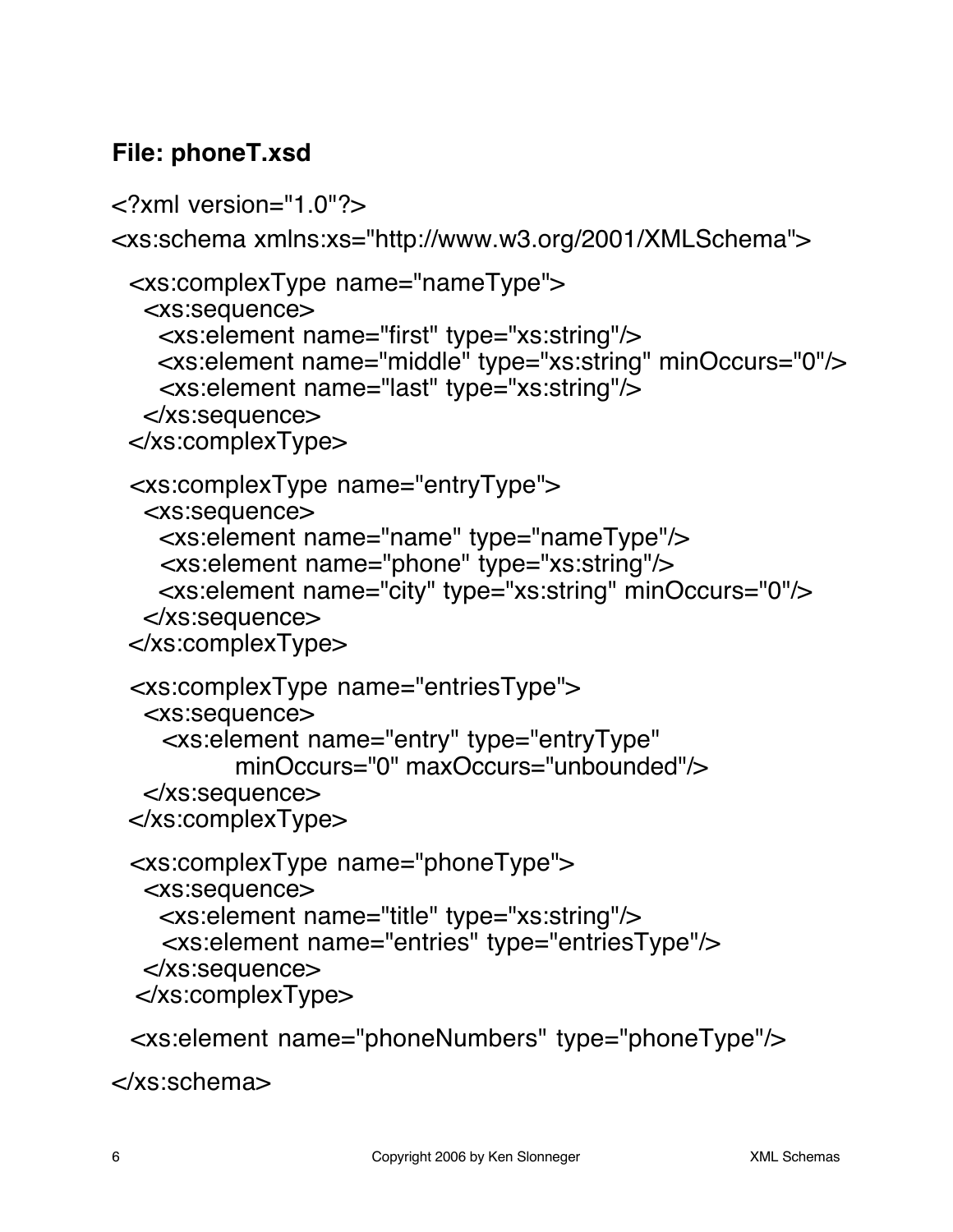**File: phoneT.xsd**

```
<?xml version="1.0"?>
<xs:schema xmlns:xs="http://www.w3.org/2001/XMLSchema">

  <xs:complexType name="nameType">
    <xs:sequence>
      <xs:element name="first" type="xs:string"/>
      <xs:element name="middle" type="xs:string" minOccurs="0"/>
      <xs:element name="last" type="xs:string"/>
    </xs:sequence>
  </xs:complexType>

  <xs:complexType name="entryType">
    <xs:sequence>
      <xs:element name="name" type="nameType"/>
      <xs:element name="phone" type="xs:string"/>
      <xs:element name="city" type="xs:string" minOccurs="0"/>
    </xs:sequence>
  </xs:complexType>

  <xs:complexType name="entriesType">
    <xs:sequence>
      <xs:element name="entry" type="entryType"
              minOccurs="0" maxOccurs="unbounded"/>
    </xs:sequence>
  </xs:complexType>

  <xs:complexType name="phoneType">
    <xs:sequence>
      <xs:element name="title" type="xs:string"/>
      <xs:element name="entries" type="entriesType"/>
    </xs:sequence>
   </xs:complexType>

  <xs:element name="phoneNumbers" type="phoneType"/>

</xs:schema>
```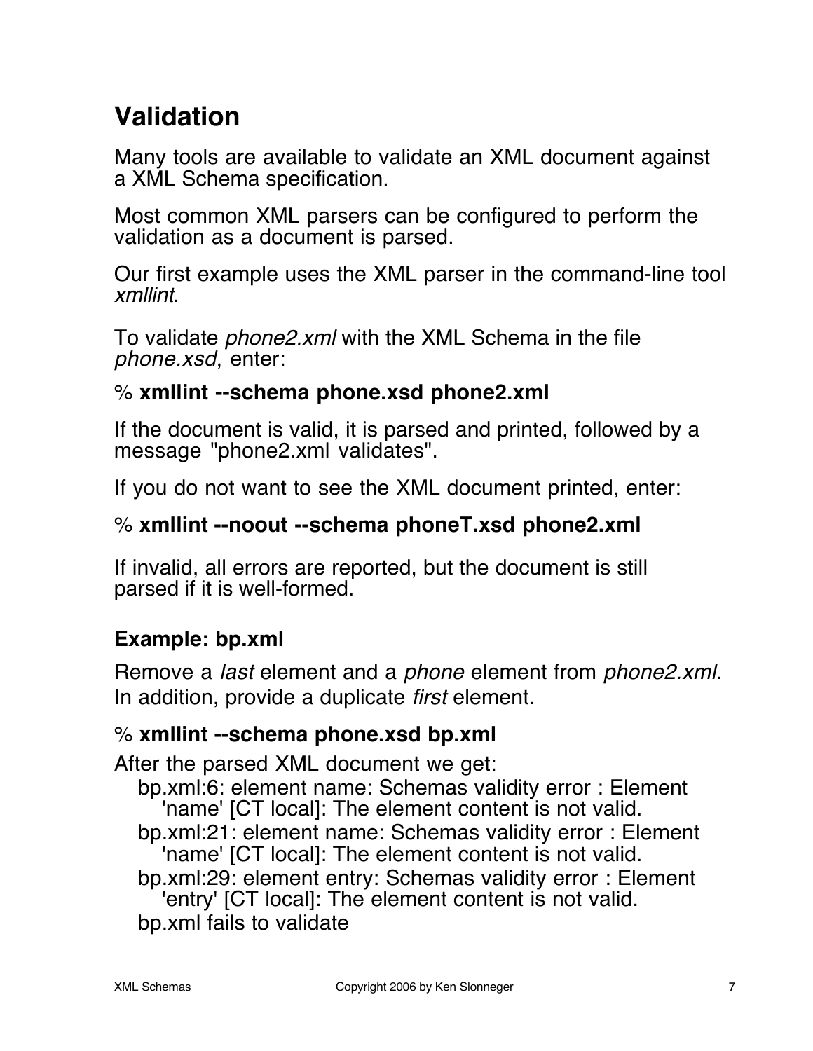## Validation

Many tools are available to validate an XML document against a XML Schema specification.

Most common XML parsers can be configured to perform the validation as a document is parsed.

Our first example uses the XML parser in the command-line tool *xmllint*.

To validate *phone2.xml* with the XML Schema in the file *phone.xsd*, enter:

% **xmllint --schema phone.xsd phone2.xml**

If the document is valid, it is parsed and printed, followed by a message "phone2.xml validates".

If you do not want to see the XML document printed, enter:

% **xmllint --noout --schema phoneT.xsd phone2.xml**

If invalid, all errors are reported, but the document is still parsed if it is well-formed.

### Example: bp.xml

Remove a *last* element and a *phone* element from *phone2.xml*. In addition, provide a duplicate *first* element.

% **xmllint --schema phone.xsd bp.xml**

After the parsed XML document we get:

```
bp.xml:6: element name: Schemas validity error : Element
   'name' [CT local]: The element content is not valid.
bp.xml:21: element name: Schemas validity error : Element
   'name' [CT local]: The element content is not valid.
bp.xml:29: element entry: Schemas validity error : Element
   'entry' [CT local]: The element content is not valid.
bp.xml fails to validate
```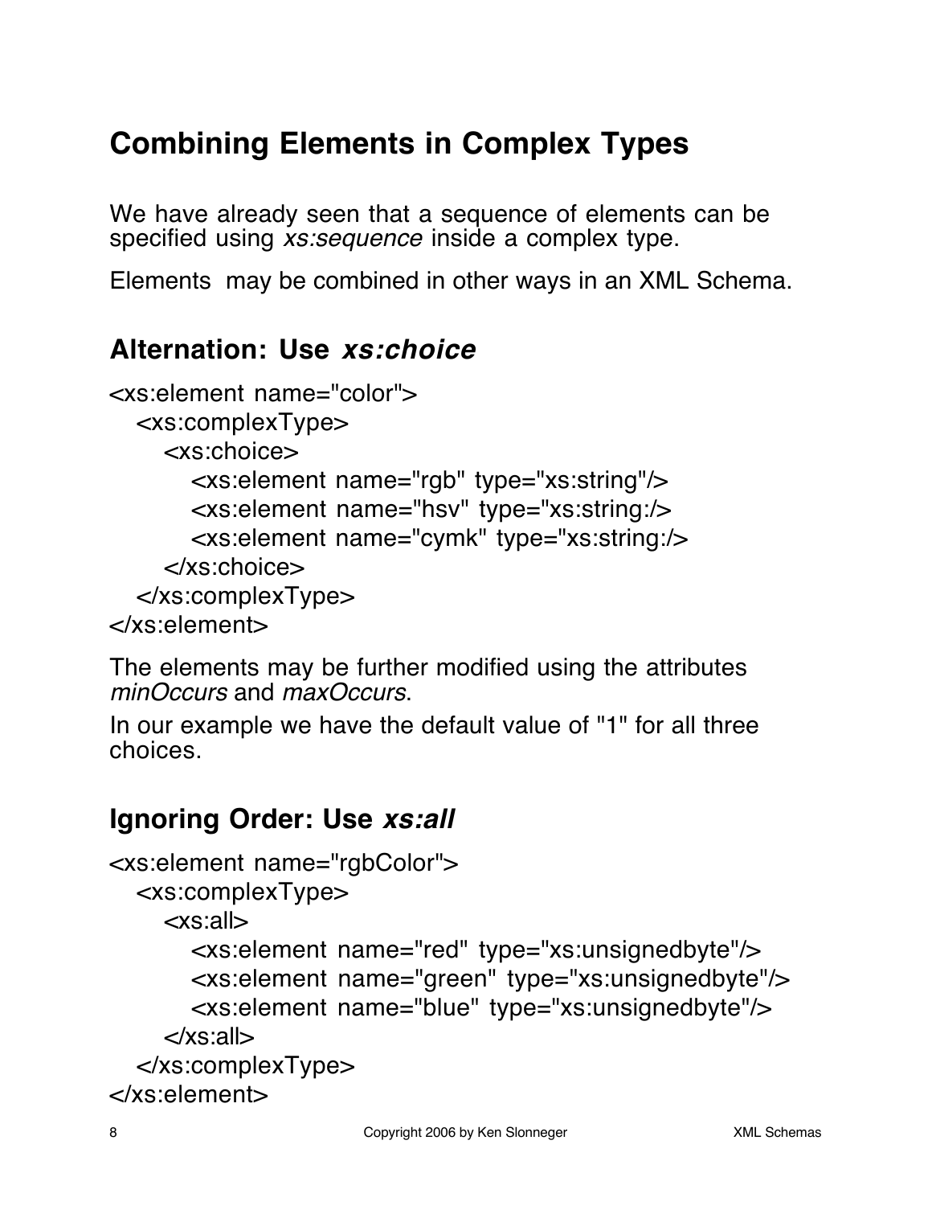# Combining Elements in Complex Types

We have already seen that a sequence of elements can be specified using *xs:sequence* inside a complex type.

Elements may be combined in other ways in an XML Schema.

## Alternation: Use *xs:choice*

```
<xs:element name="color">
  <xs:complexType>
    <xs:choice>
      <xs:element name="rgb" type="xs:string"/>
      <xs:element name="hsv" type="xs:string:/>
      <xs:element name="cymk" type="xs:string:/>
    </xs:choice>
  </xs:complexType>
</xs:element>
```

The elements may be further modified using the attributes *minOccurs* and *maxOccurs*.

In our example we have the default value of "1" for all three choices.

## Ignoring Order: Use *xs:all*

```
<xs:element name="rgbColor">
  <xs:complexType>
    <xs:all>
      <xs:element name="red" type="xs:unsignedbyte"/>
      <xs:element name="green" type="xs:unsignedbyte"/>
      <xs:element name="blue" type="xs:unsignedbyte"/>
    </xs:all>
  </xs:complexType>
</xs:element>
```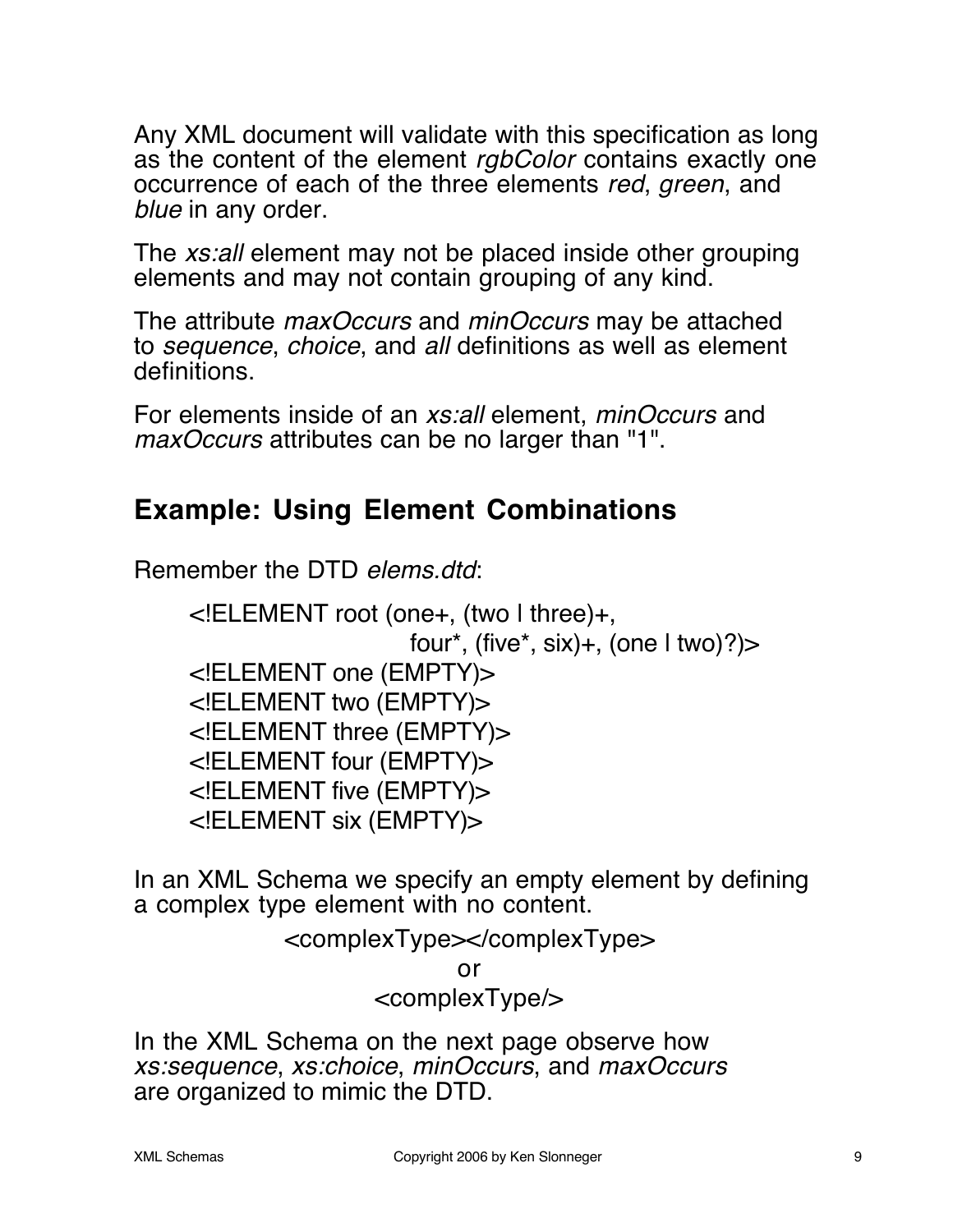Any XML document will validate with this specification as long as the content of the element *rgbColor* contains exactly one occurrence of each of the three elements *red*, *green*, and *blue* in any order.

The *xs:all* element may not be placed inside other grouping elements and may not contain grouping of any kind.

The attribute *maxOccurs* and *minOccurs* may be attached to *sequence*, *choice*, and *all* definitions as well as element definitions.

For elements inside of an *xs:all* element, *minOccurs* and *maxOccurs* attributes can be no larger than "1".

## Example: Using Element Combinations

Remember the DTD *elems.dtd*:

```
<!ELEMENT root (one+, (two | three)+,
                    four*, (five*, six)+, (one | two)?)>
<!ELEMENT one (EMPTY)>
<!ELEMENT two (EMPTY)>
<!ELEMENT three (EMPTY)>
<!ELEMENT four (EMPTY)>
<!ELEMENT five (EMPTY)>
<!ELEMENT six (EMPTY)>
```

In an XML Schema we specify an empty element by defining a complex type element with no content.

```
<complexType></complexType>
or
<complexType/>
```

In the XML Schema on the next page observe how *xs:sequence*, *xs:choice*, *minOccurs*, and *maxOccurs* are organized to mimic the DTD.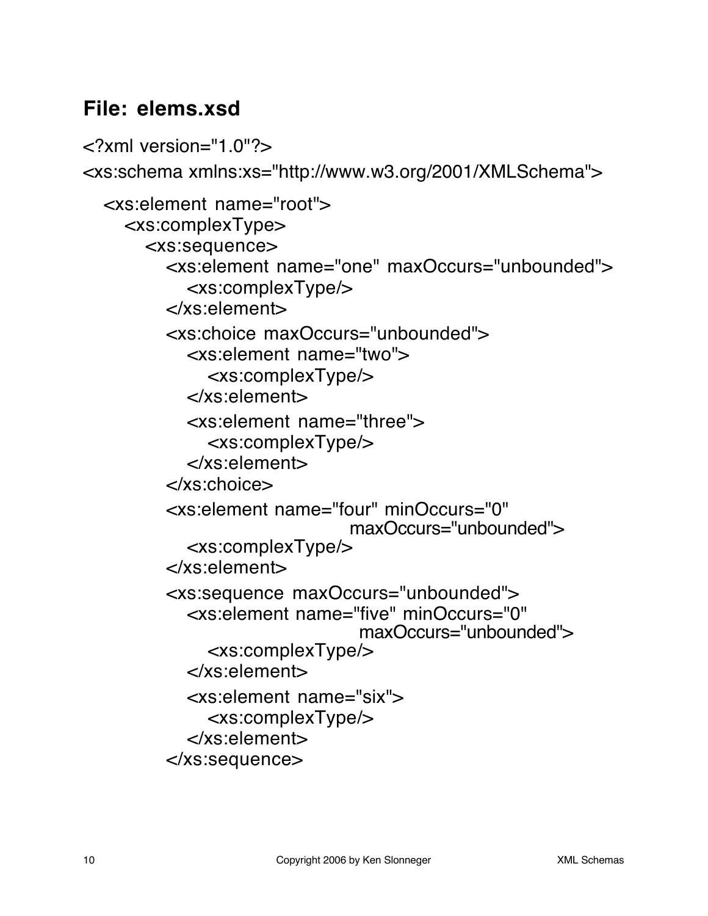## File: elems.xsd

```
<?xml version="1.0"?>
<xs:schema xmlns:xs="http://www.w3.org/2001/XMLSchema">

  <xs:element name="root">
    <xs:complexType>
      <xs:sequence>
        <xs:element name="one" maxOccurs="unbounded">
          <xs:complexType/>
        </xs:element>
        <xs:choice maxOccurs="unbounded">
          <xs:element name="two">
            <xs:complexType/>
          </xs:element>
          <xs:element name="three">
            <xs:complexType/>
          </xs:element>
        </xs:choice>
        <xs:element name="four" minOccurs="0"
                                maxOccurs="unbounded">
          <xs:complexType/>
        </xs:element>
        <xs:sequence maxOccurs="unbounded">
          <xs:element name="five" minOccurs="0"
                                  maxOccurs="unbounded">
            <xs:complexType/>
          </xs:element>
          <xs:element name="six">
            <xs:complexType/>
          </xs:element>
        </xs:sequence>
```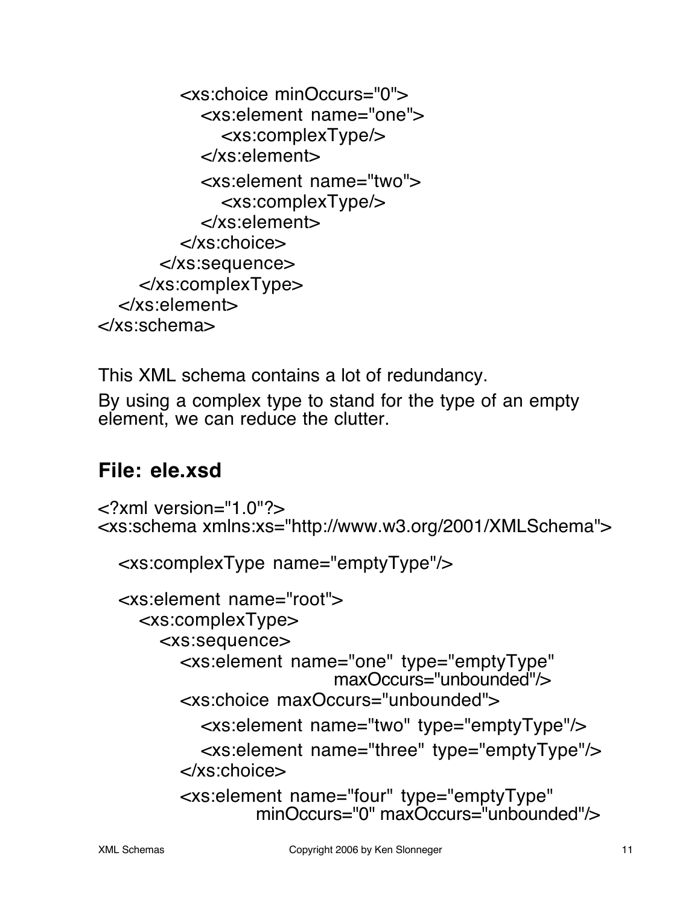```
            <xs:choice minOccurs="0">
               <xs:element name="one">
                  <xs:complexType/>
               </xs:element>
               <xs:element name="two">
                  <xs:complexType/>
               </xs:element>
            </xs:choice>
         </xs:sequence>
      </xs:complexType>
   </xs:element>
</xs:schema>
```

This XML schema contains a lot of redundancy.

By using a complex type to stand for the type of an empty element, we can reduce the clutter.

## File: ele.xsd

```
<?xml version="1.0"?>
<xs:schema xmlns:xs="http://www.w3.org/2001/XMLSchema">

   <xs:complexType name="emptyType"/>

   <xs:element name="root">
      <xs:complexType>
         <xs:sequence>
            <xs:element name="one" type="emptyType"
                              maxOccurs="unbounded"/>
            <xs:choice maxOccurs="unbounded">
               <xs:element name="two" type="emptyType"/>
               <xs:element name="three" type="emptyType"/>
            </xs:choice>
            <xs:element name="four" type="emptyType"
                     minOccurs="0" maxOccurs="unbounded"/>
```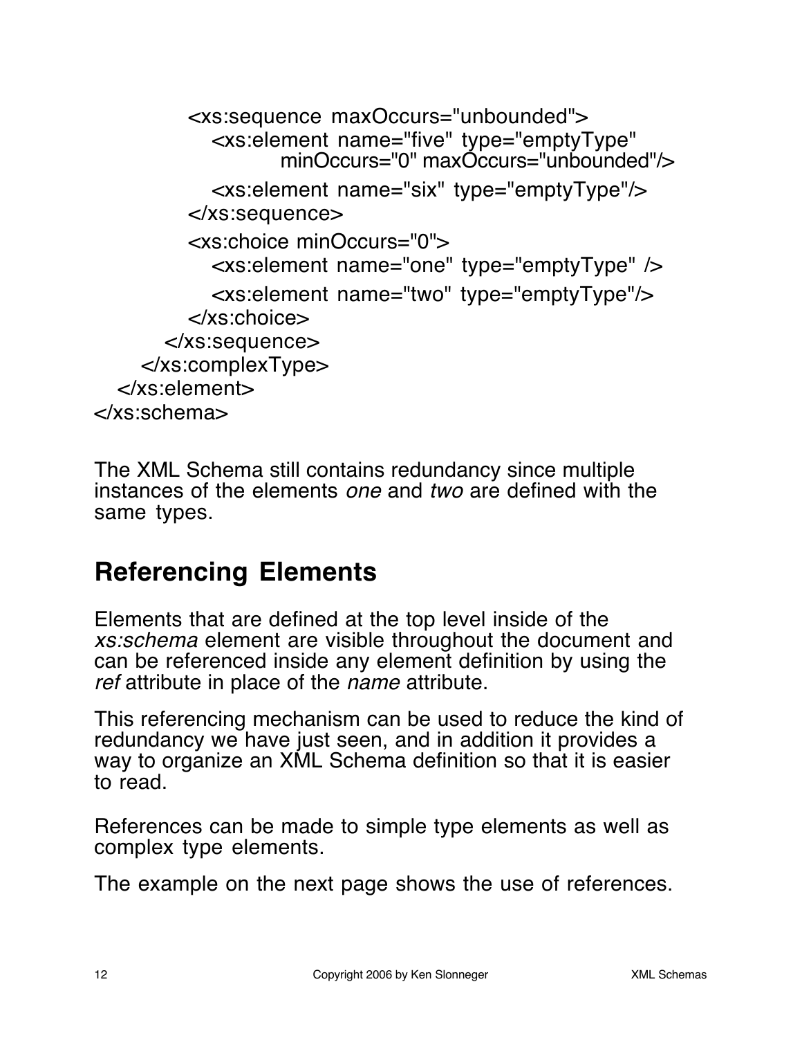```
          <xs:sequence maxOccurs="unbounded">
            <xs:element name="five" type="emptyType"
                    minOccurs="0" maxOccurs="unbounded"/>
            <xs:element name="six" type="emptyType"/>
          </xs:sequence>
          <xs:choice minOccurs="0">
            <xs:element name="one" type="emptyType" />
            <xs:element name="two" type="emptyType"/>
          </xs:choice>
        </xs:sequence>
      </xs:complexType>
  </xs:element>
</xs:schema>
```

The XML Schema still contains redundancy since multiple instances of the elements *one* and *two* are defined with the same types.

## Referencing Elements

Elements that are defined at the top level inside of the *xs:schema* element are visible throughout the document and can be referenced inside any element definition by using the *ref* attribute in place of the *name* attribute.

This referencing mechanism can be used to reduce the kind of redundancy we have just seen, and in addition it provides a way to organize an XML Schema definition so that it is easier to read.

References can be made to simple type elements as well as complex type elements.

The example on the next page shows the use of references.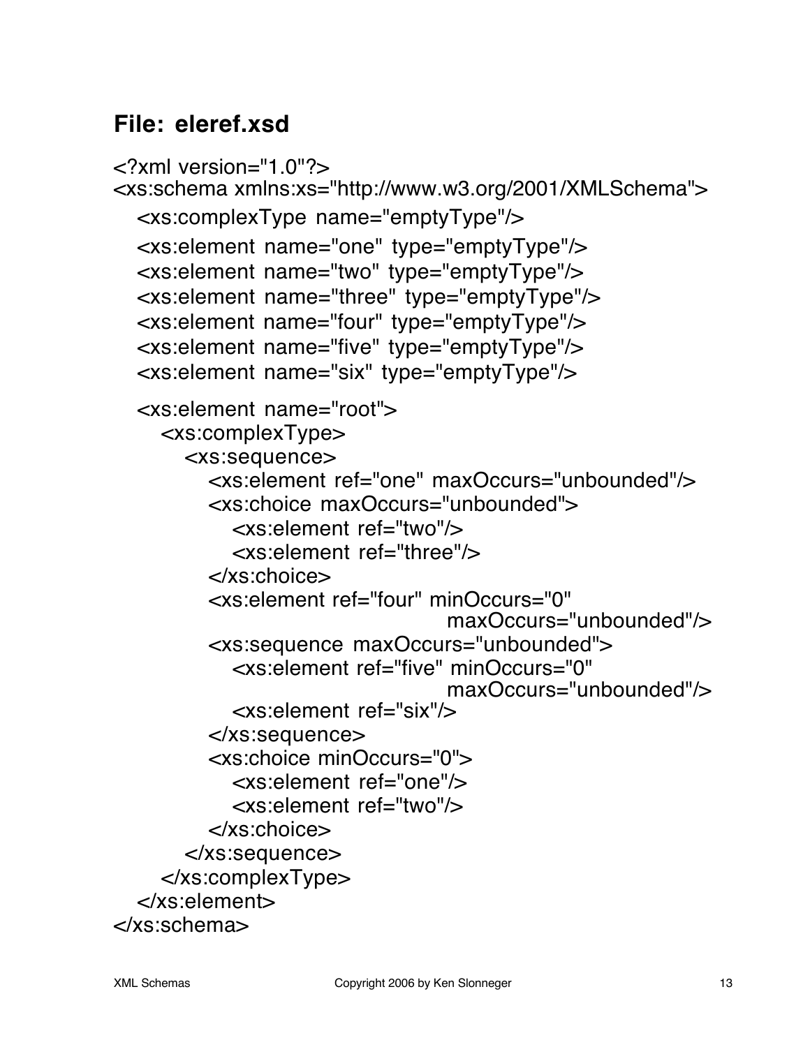## File: eleref.xsd

```
<?xml version="1.0"?>
<xs:schema xmlns:xs="http://www.w3.org/2001/XMLSchema">
  <xs:complexType name="emptyType"/>
  <xs:element name="one" type="emptyType"/>
  <xs:element name="two" type="emptyType"/>
  <xs:element name="three" type="emptyType"/>
  <xs:element name="four" type="emptyType"/>
  <xs:element name="five" type="emptyType"/>
  <xs:element name="six" type="emptyType"/>
  <xs:element name="root">
    <xs:complexType>
      <xs:sequence>
        <xs:element ref="one" maxOccurs="unbounded"/>
        <xs:choice maxOccurs="unbounded">
          <xs:element ref="two"/>
          <xs:element ref="three"/>
        </xs:choice>
        <xs:element ref="four" minOccurs="0"
                               maxOccurs="unbounded"/>
        <xs:sequence maxOccurs="unbounded">
          <xs:element ref="five" minOccurs="0"
                               maxOccurs="unbounded"/>
          <xs:element ref="six"/>
        </xs:sequence>
        <xs:choice minOccurs="0">
          <xs:element ref="one"/>
          <xs:element ref="two"/>
        </xs:choice>
      </xs:sequence>
    </xs:complexType>
  </xs:element>
</xs:schema>
```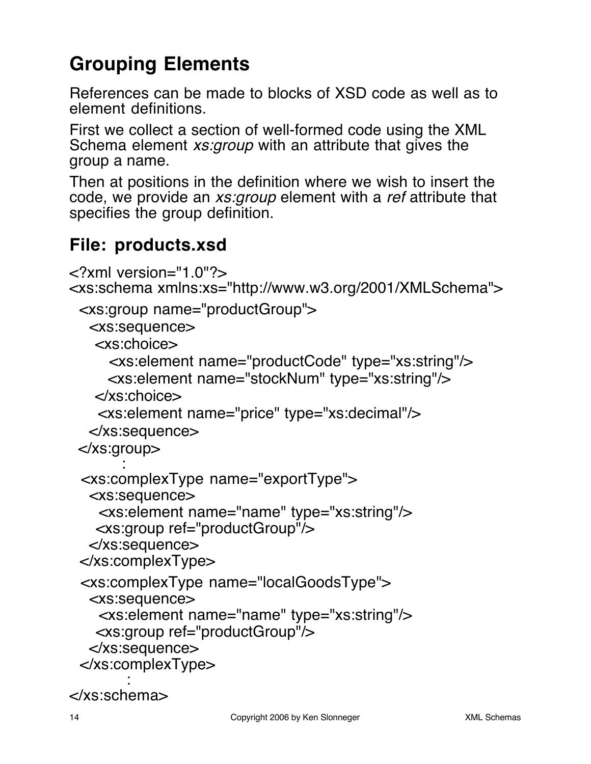# Grouping Elements

References can be made to blocks of XSD code as well as to element definitions.

First we collect a section of well-formed code using the XML Schema element *xs:group* with an attribute that gives the group a name.

Then at positions in the definition where we wish to insert the code, we provide an *xs:group* element with a *ref* attribute that specifies the group definition.

## File: products.xsd

```
<?xml version="1.0"?>
<xs:schema xmlns:xs="http://www.w3.org/2001/XMLSchema">
  <xs:group name="productGroup">
    <xs:sequence>
     <xs:choice>
        <xs:element name="productCode" type="xs:string"/>
        <xs:element name="stockNum" type="xs:string"/>
     </xs:choice>
      <xs:element name="price" type="xs:decimal"/>
    </xs:sequence>
  </xs:group>
        :
  <xs:complexType name="exportType">
    <xs:sequence>
      <xs:element name="name" type="xs:string"/>
     <xs:group ref="productGroup"/>
    </xs:sequence>
  </xs:complexType>
  <xs:complexType name="localGoodsType">
    <xs:sequence>
      <xs:element name="name" type="xs:string"/>
     <xs:group ref="productGroup"/>
    </xs:sequence>
  </xs:complexType>
        :
</xs:schema>
```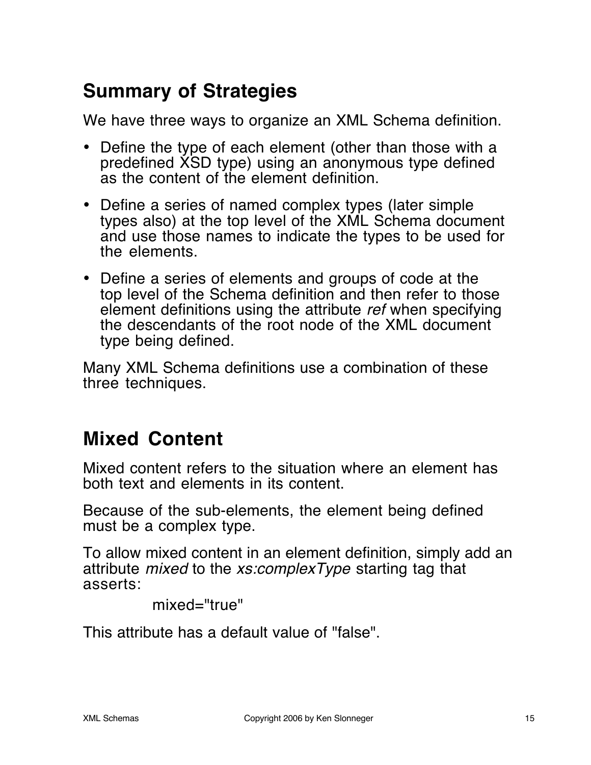## Summary of Strategies

We have three ways to organize an XML Schema definition.

- Define the type of each element (other than those with a predefined XSD type) using an anonymous type defined as the content of the element definition.
- Define a series of named complex types (later simple types also) at the top level of the XML Schema document and use those names to indicate the types to be used for the elements.
- Define a series of elements and groups of code at the top level of the Schema definition and then refer to those element definitions using the attribute *ref* when specifying the descendants of the root node of the XML document type being defined.

Many XML Schema definitions use a combination of these three techniques.

## Mixed Content

Mixed content refers to the situation where an element has both text and elements in its content.

Because of the sub-elements, the element being defined must be a complex type.

To allow mixed content in an element definition, simply add an attribute *mixed* to the *xs:complexType* starting tag that asserts:

```
mixed="true"
```

This attribute has a default value of "false".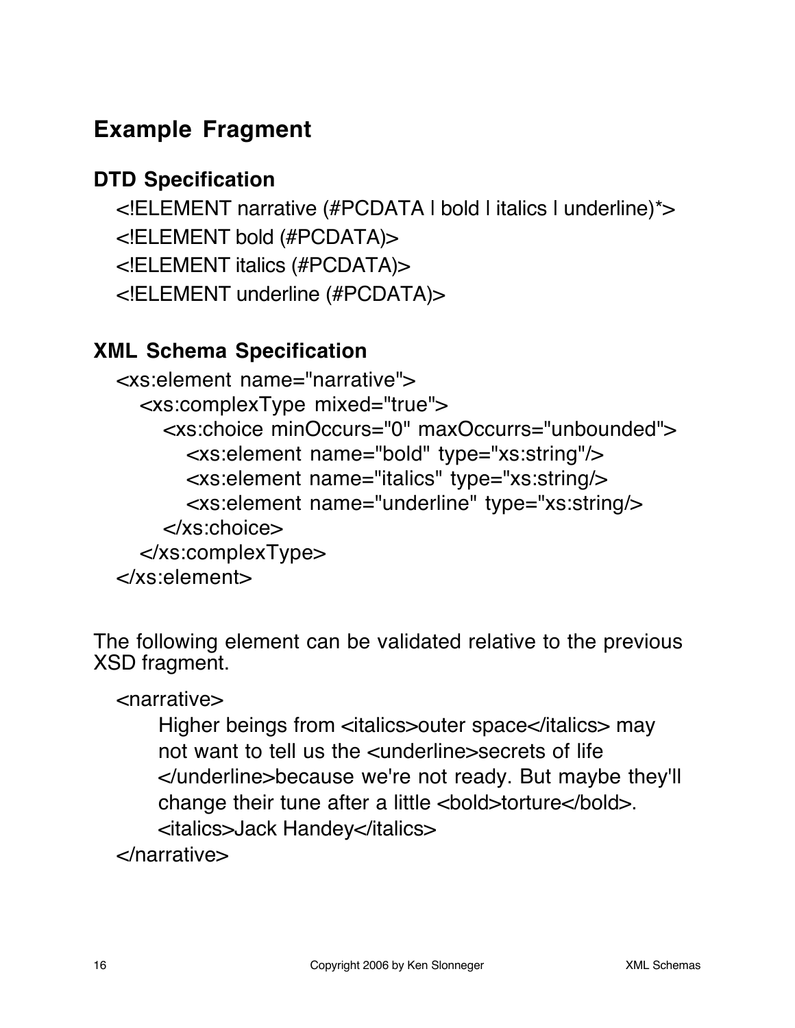## Example Fragment

### DTD Specification

```
<!ELEMENT narrative (#PCDATA | bold | italics | underline)*>
<!ELEMENT bold (#PCDATA)>
<!ELEMENT italics (#PCDATA)>
<!ELEMENT underline (#PCDATA)>
```

### XML Schema Specification

```
<xs:element name="narrative">
  <xs:complexType mixed="true">
    <xs:choice minOccurs="0" maxOccurrs="unbounded">
      <xs:element name="bold" type="xs:string"/>
      <xs:element name="italics" type="xs:string/>
      <xs:element name="underline" type="xs:string/>
    </xs:choice>
  </xs:complexType>
</xs:element>
```

The following element can be validated relative to the previous XSD fragment.

```
<narrative>
    Higher beings from <italics>outer space</italics> may
    not want to tell us the <underline>secrets of life
    </underline>because we're not ready. But maybe they'll
    change their tune after a little <bold>torture</bold>.
    <italics>Jack Handey</italics>
</narrative>
```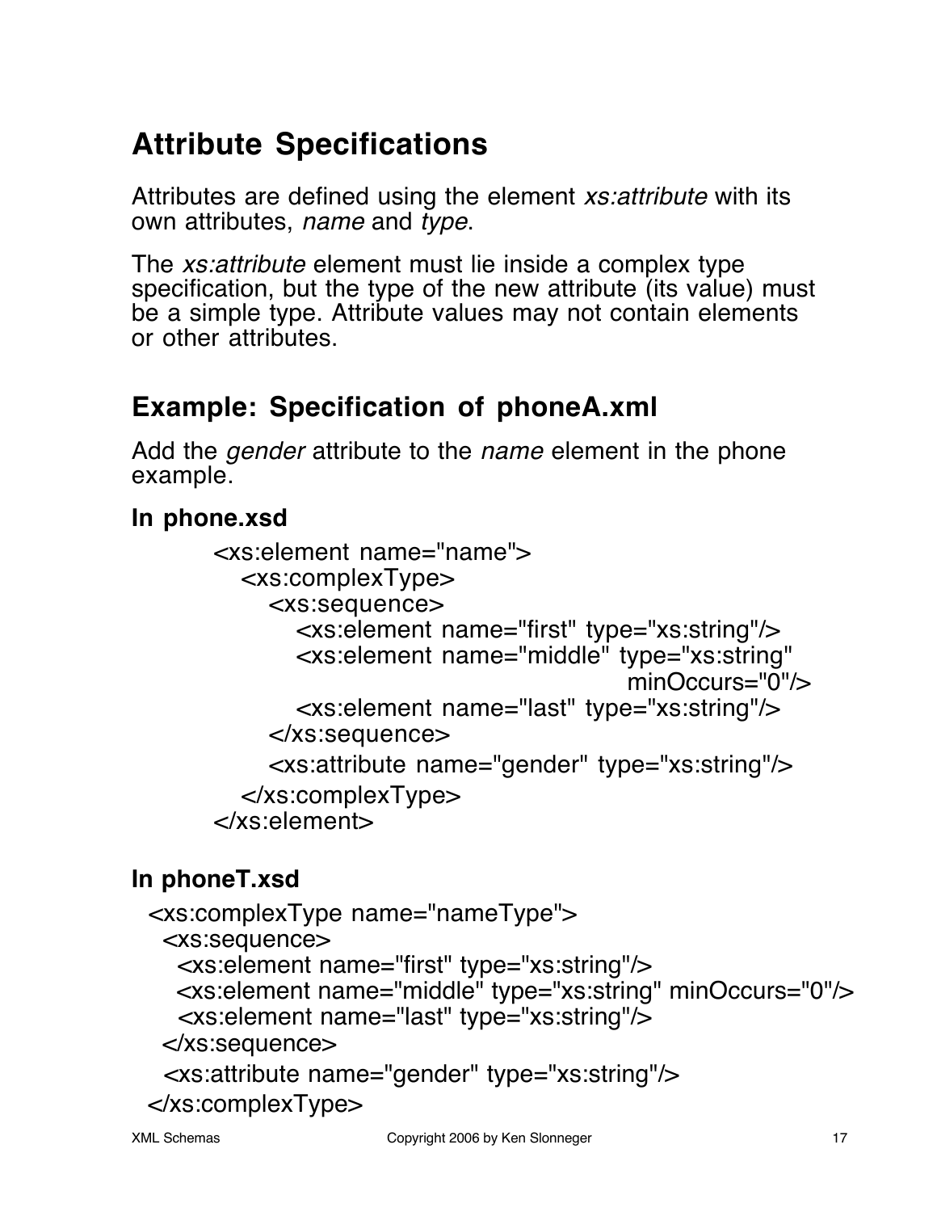# Attribute Specifications

Attributes are defined using the element *xs:attribute* with its own attributes, *name* and *type*.

The *xs:attribute* element must lie inside a complex type specification, but the type of the new attribute (its value) must be a simple type. Attribute values may not contain elements or other attributes.

## Example: Specification of phoneA.xml

Add the *gender* attribute to the *name* element in the phone example.

### In phone.xsd

```
<xs:element name="name">
   <xs:complexType>
      <xs:sequence>
         <xs:element name="first" type="xs:string"/>
         <xs:element name="middle" type="xs:string"
                                          minOccurs="0"/>
         <xs:element name="last" type="xs:string"/>
      </xs:sequence>
      <xs:attribute name="gender" type="xs:string"/>
   </xs:complexType>
</xs:element>
```

### In phoneT.xsd

```
<xs:complexType name="nameType">
  <xs:sequence>
    <xs:element name="first" type="xs:string"/>
    <xs:element name="middle" type="xs:string" minOccurs="0"/>
    <xs:element name="last" type="xs:string"/>
  </xs:sequence>
  <xs:attribute name="gender" type="xs:string"/>
</xs:complexType>
```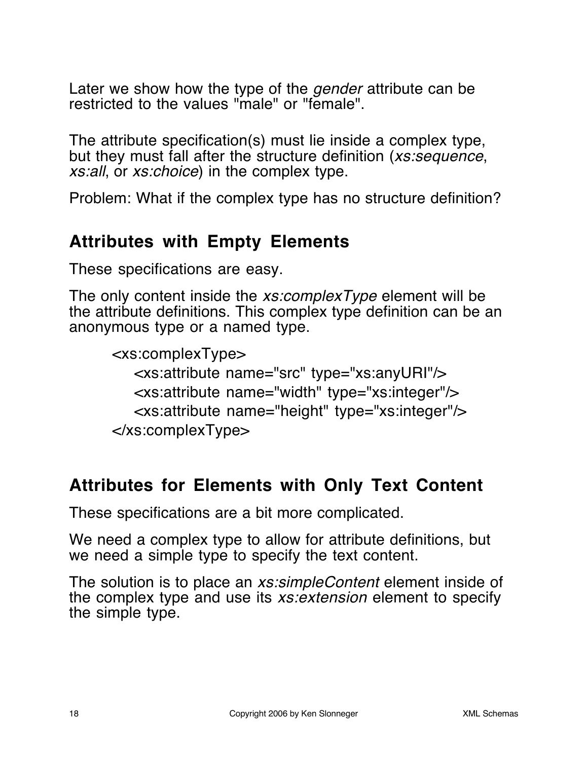Later we show how the type of the *gender* attribute can be restricted to the values "male" or "female".

The attribute specification(s) must lie inside a complex type, but they must fall after the structure definition (*xs:sequence*, *xs:all*, or *xs:choice*) in the complex type.

Problem: What if the complex type has no structure definition?

## Attributes with Empty Elements

These specifications are easy.

The only content inside the *xs:complexType* element will be the attribute definitions. This complex type definition can be an anonymous type or a named type.

```
<xs:complexType>
   <xs:attribute name="src" type="xs:anyURI"/>
   <xs:attribute name="width" type="xs:integer"/>
   <xs:attribute name="height" type="xs:integer"/>
</xs:complexType>
```

## Attributes for Elements with Only Text Content

These specifications are a bit more complicated.

We need a complex type to allow for attribute definitions, but we need a simple type to specify the text content.

The solution is to place an *xs:simpleContent* element inside of the complex type and use its *xs:extension* element to specify the simple type.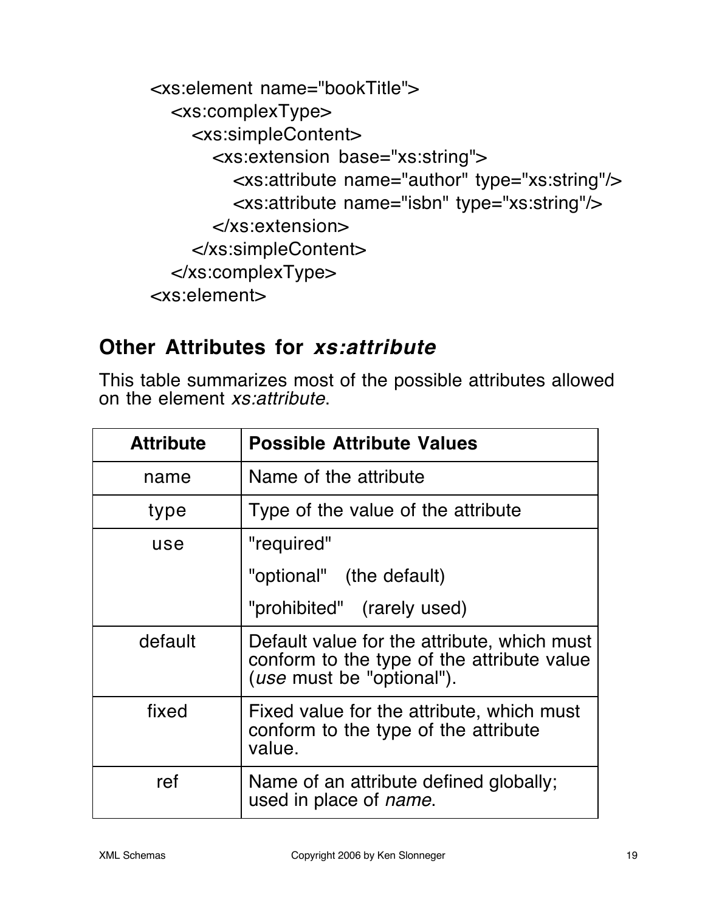```
<xs:element name="bookTitle">
   <xs:complexType>
      <xs:simpleContent>
         <xs:extension base="xs:string">
            <xs:attribute name="author" type="xs:string"/>
            <xs:attribute name="isbn" type="xs:string"/>
         </xs:extension>
      </xs:simpleContent>
   </xs:complexType>
<xs:element>
```

## Other Attributes for *xs:attribute*

This table summarizes most of the possible attributes allowed on the element *xs:attribute*.

| Attribute | Possible Attribute Values |
| --- | --- |
| name | Name of the attribute |
| type | Type of the value of the attribute |
| use | "required"<br>"optional" (the default)<br>"prohibited" (rarely used) |
| default | Default value for the attribute, which must conform to the type of the attribute value (*use* must be "optional"). |
| fixed | Fixed value for the attribute, which must conform to the type of the attribute value. |
| ref | Name of an attribute defined globally; used in place of *name*. |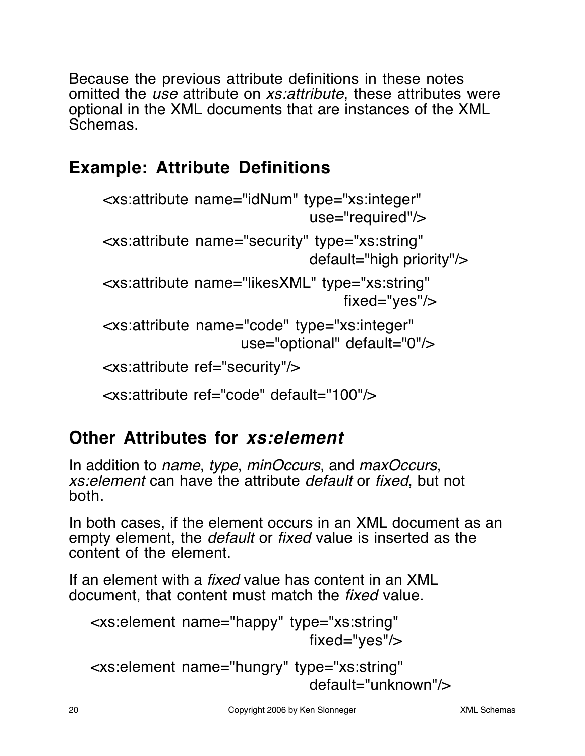Because the previous attribute definitions in these notes omitted the *use* attribute on *xs:attribute*, these attributes were optional in the XML documents that are instances of the XML Schemas.

## Example: Attribute Definitions

```
<xs:attribute name="idNum" type="xs:integer"
                              use="required"/>

<xs:attribute name="security" type="xs:string"
                              default="high priority"/>

<xs:attribute name="likesXML" type="xs:string"
                                   fixed="yes"/>

<xs:attribute name="code" type="xs:integer"
                    use="optional" default="0"/>

<xs:attribute ref="security"/>

<xs:attribute ref="code" default="100"/>
```

## Other Attributes for *xs:element*

In addition to *name*, *type*, *minOccurs*, and *maxOccurs*, *xs:element* can have the attribute *default* or *fixed*, but not both.

In both cases, if the element occurs in an XML document as an empty element, the *default* or *fixed* value is inserted as the content of the element.

If an element with a *fixed* value has content in an XML document, that content must match the *fixed* value.

```
<xs:element name="happy" type="xs:string"
                              fixed="yes"/>

<xs:element name="hungry" type="xs:string"
                              default="unknown"/>
```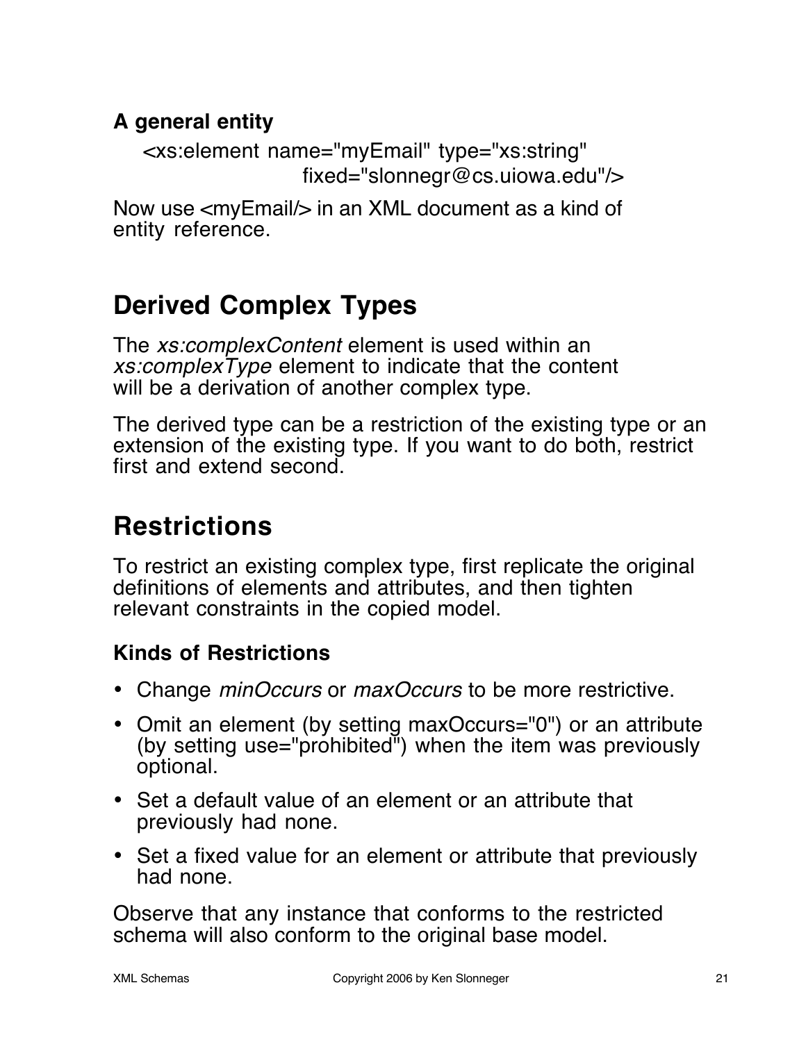### A general entity

```
<xs:element name="myEmail" type="xs:string"
                 fixed="slonnegr@cs.uiowa.edu"/>
```

Now use <myEmail/> in an XML document as a kind of entity reference.

## Derived Complex Types

The *xs:complexContent* element is used within an *xs:complexType* element to indicate that the content will be a derivation of another complex type.

The derived type can be a restriction of the existing type or an extension of the existing type. If you want to do both, restrict first and extend second.

## Restrictions

To restrict an existing complex type, first replicate the original definitions of elements and attributes, and then tighten relevant constraints in the copied model.

### Kinds of Restrictions

- Change *minOccurs* or *maxOccurs* to be more restrictive.
- Omit an element (by setting maxOccurs="0") or an attribute (by setting use="prohibited") when the item was previously optional.
- Set a default value of an element or an attribute that previously had none.
- Set a fixed value for an element or attribute that previously had none.

Observe that any instance that conforms to the restricted schema will also conform to the original base model.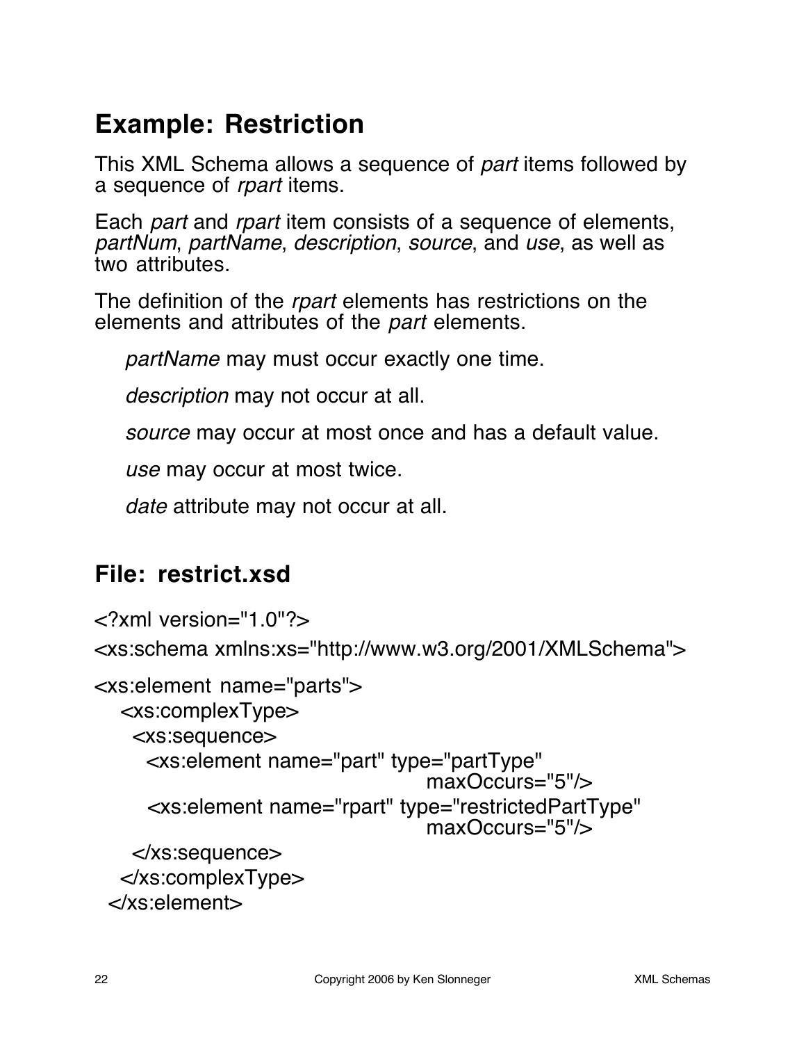## Example: Restriction

This XML Schema allows a sequence of *part* items followed by a sequence of *rpart* items.

Each *part* and *rpart* item consists of a sequence of elements, *partNum*, *partName*, *description*, *source*, and *use*, as well as two attributes.

The definition of the *rpart* elements has restrictions on the elements and attributes of the *part* elements.

*partName* may must occur exactly one time.

*description* may not occur at all.

*source* may occur at most once and has a default value.

*use* may occur at most twice.

*date* attribute may not occur at all.

### File: restrict.xsd

```
<?xml version="1.0"?>
<xs:schema xmlns:xs="http://www.w3.org/2001/XMLSchema">

<xs:element name="parts">
   <xs:complexType>
     <xs:sequence>
       <xs:element name="part" type="partType"
                                        maxOccurs="5"/>
       <xs:element name="rpart" type="restrictedPartType"
                                        maxOccurs="5"/>
     </xs:sequence>
   </xs:complexType>
  </xs:element>
```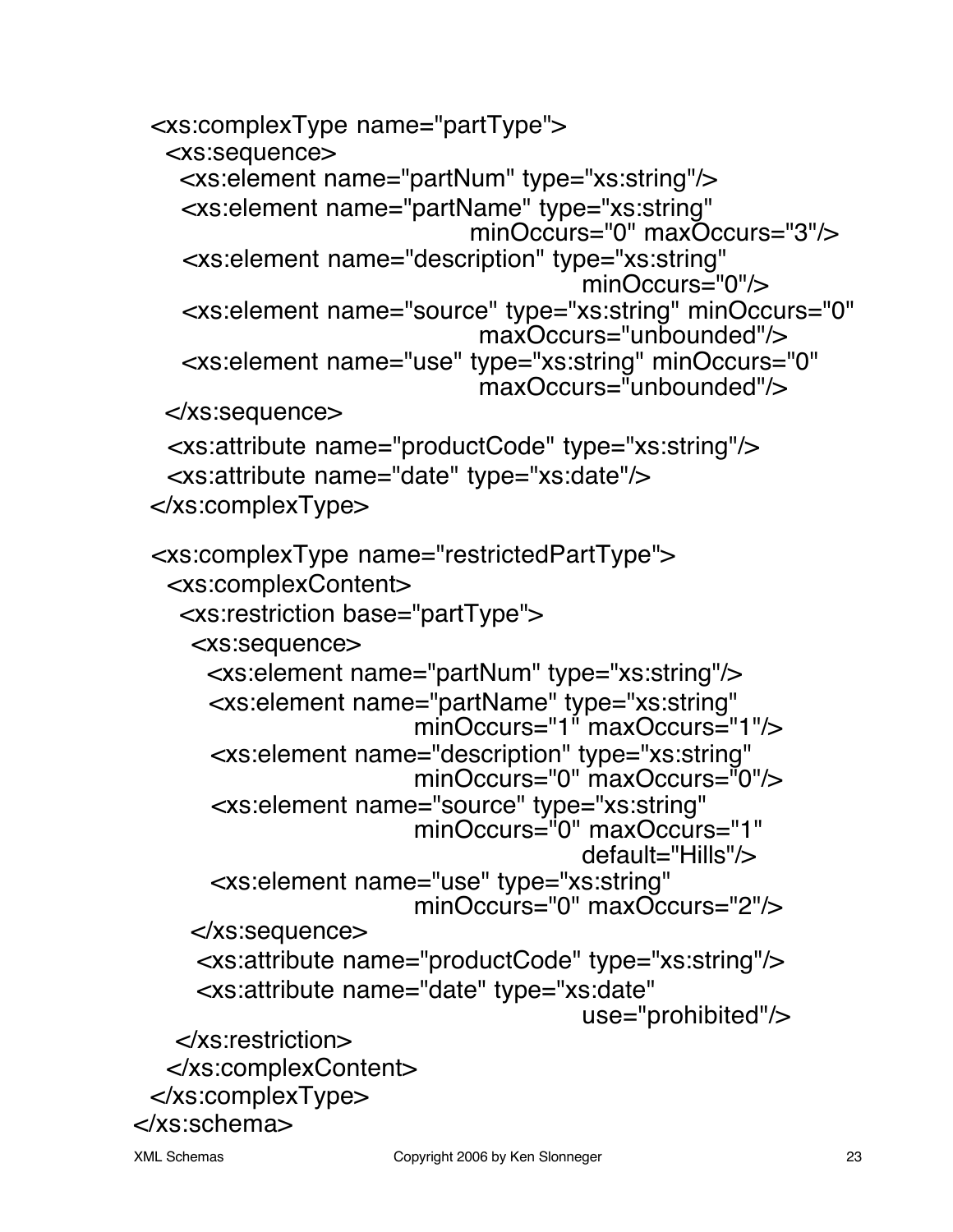```
<xs:complexType name="partType">
  <xs:sequence>
    <xs:element name="partNum" type="xs:string"/>
    <xs:element name="partName" type="xs:string"
                               minOccurs="0" maxOccurs="3"/>
    <xs:element name="description" type="xs:string"
                                              minOccurs="0"/>
    <xs:element name="source" type="xs:string" minOccurs="0"
                                maxOccurs="unbounded"/>
    <xs:element name="use" type="xs:string" minOccurs="0"
                                maxOccurs="unbounded"/>
  </xs:sequence>
  <xs:attribute name="productCode" type="xs:string"/>
  <xs:attribute name="date" type="xs:date"/>
</xs:complexType>

<xs:complexType name="restrictedPartType">
  <xs:complexContent>
    <xs:restriction base="partType">
      <xs:sequence>
        <xs:element name="partNum" type="xs:string"/>
        <xs:element name="partName" type="xs:string"
                          minOccurs="1" maxOccurs="1"/>
        <xs:element name="description" type="xs:string"
                          minOccurs="0" maxOccurs="0"/>
        <xs:element name="source" type="xs:string"
                          minOccurs="0" maxOccurs="1"
                                        default="Hills"/>
        <xs:element name="use" type="xs:string"
                          minOccurs="0" maxOccurs="2"/>
      </xs:sequence>
      <xs:attribute name="productCode" type="xs:string"/>
      <xs:attribute name="date" type="xs:date"
                                        use="prohibited"/>
    </xs:restriction>
  </xs:complexContent>
</xs:complexType>
</xs:schema>
```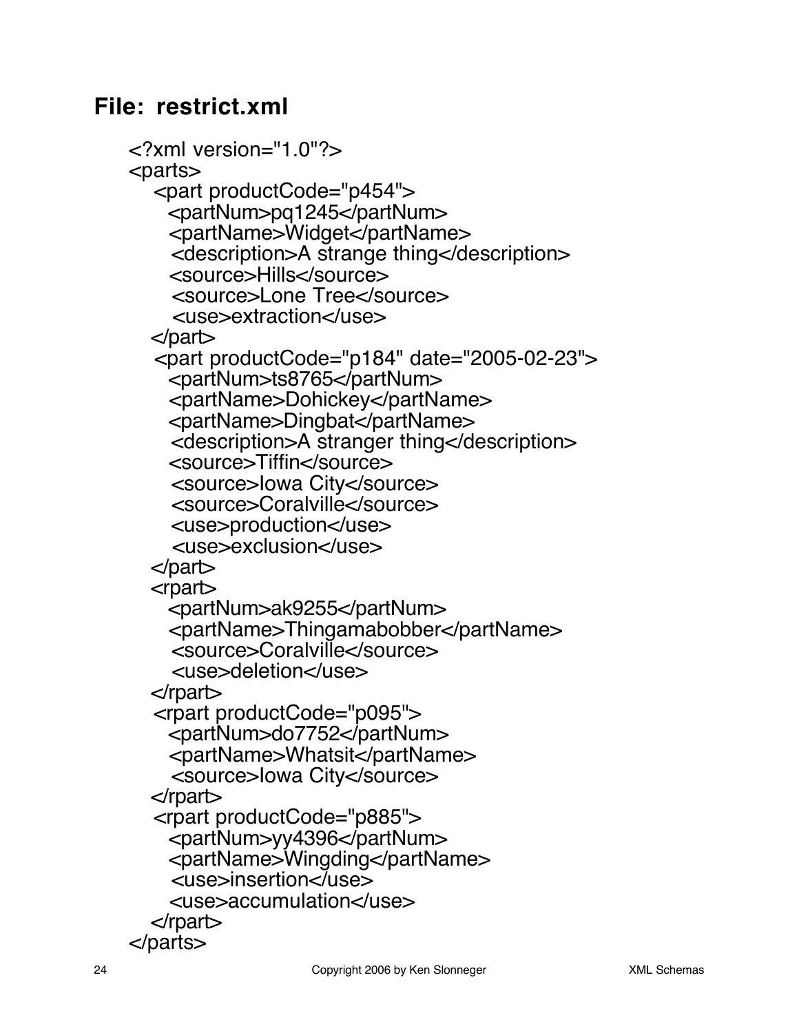## File: restrict.xml

```xml
<?xml version="1.0"?>
<parts>
  <part productCode="p454">
    <partNum>pq1245</partNum>
    <partName>Widget</partName>
    <description>A strange thing</description>
    <source>Hills</source>
    <source>Lone Tree</source>
    <use>extraction</use>
  </part>
  <part productCode="p184" date="2005-02-23">
    <partNum>ts8765</partNum>
    <partName>Dohickey</partName>
    <partName>Dingbat</partName>
    <description>A stranger thing</description>
    <source>Tiffin</source>
    <source>Iowa City</source>
    <source>Coralville</source>
    <use>production</use>
    <use>exclusion</use>
  </part>
  <rpart>
    <partNum>ak9255</partNum>
    <partName>Thingamabobber</partName>
    <source>Coralville</source>
    <use>deletion</use>
  </rpart>
  <rpart productCode="p095">
    <partNum>do7752</partNum>
    <partName>Whatsit</partName>
    <source>Iowa City</source>
  </rpart>
  <rpart productCode="p885">
    <partNum>yy4396</partNum>
    <partName>Wingding</partName>
    <use>insertion</use>
    <use>accumulation</use>
  </rpart>
</parts>
```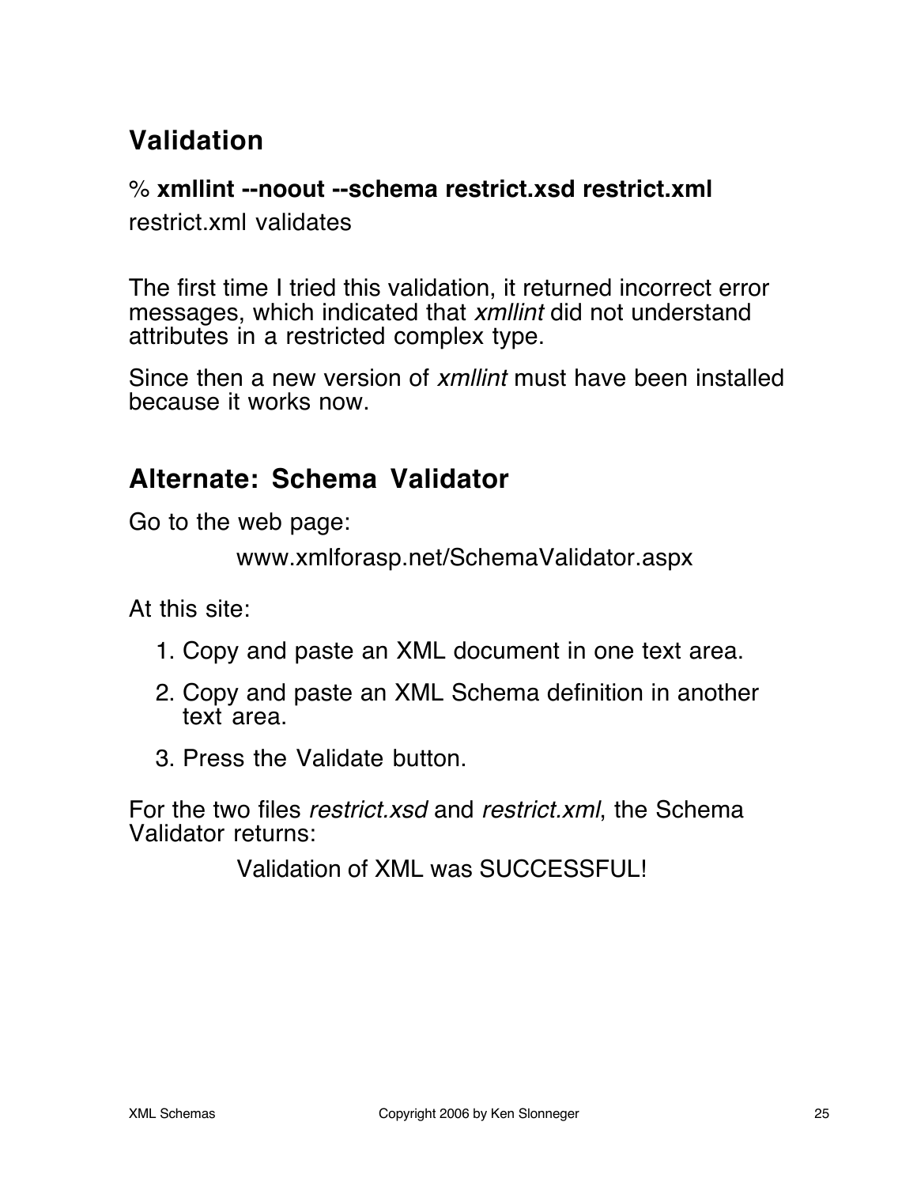## Validation

% **xmllint --noout --schema restrict.xsd restrict.xml**
restrict.xml validates

The first time I tried this validation, it returned incorrect error messages, which indicated that *xmllint* did not understand attributes in a restricted complex type.

Since then a new version of *xmllint* must have been installed because it works now.

## Alternate: Schema Validator

Go to the web page:

www.xmlforasp.net/SchemaValidator.aspx

At this site:

1. Copy and paste an XML document in one text area.
2. Copy and paste an XML Schema definition in another text area.
3. Press the Validate button.

For the two files *restrict.xsd* and *restrict.xml*, the Schema Validator returns:

Validation of XML was SUCCESSFUL!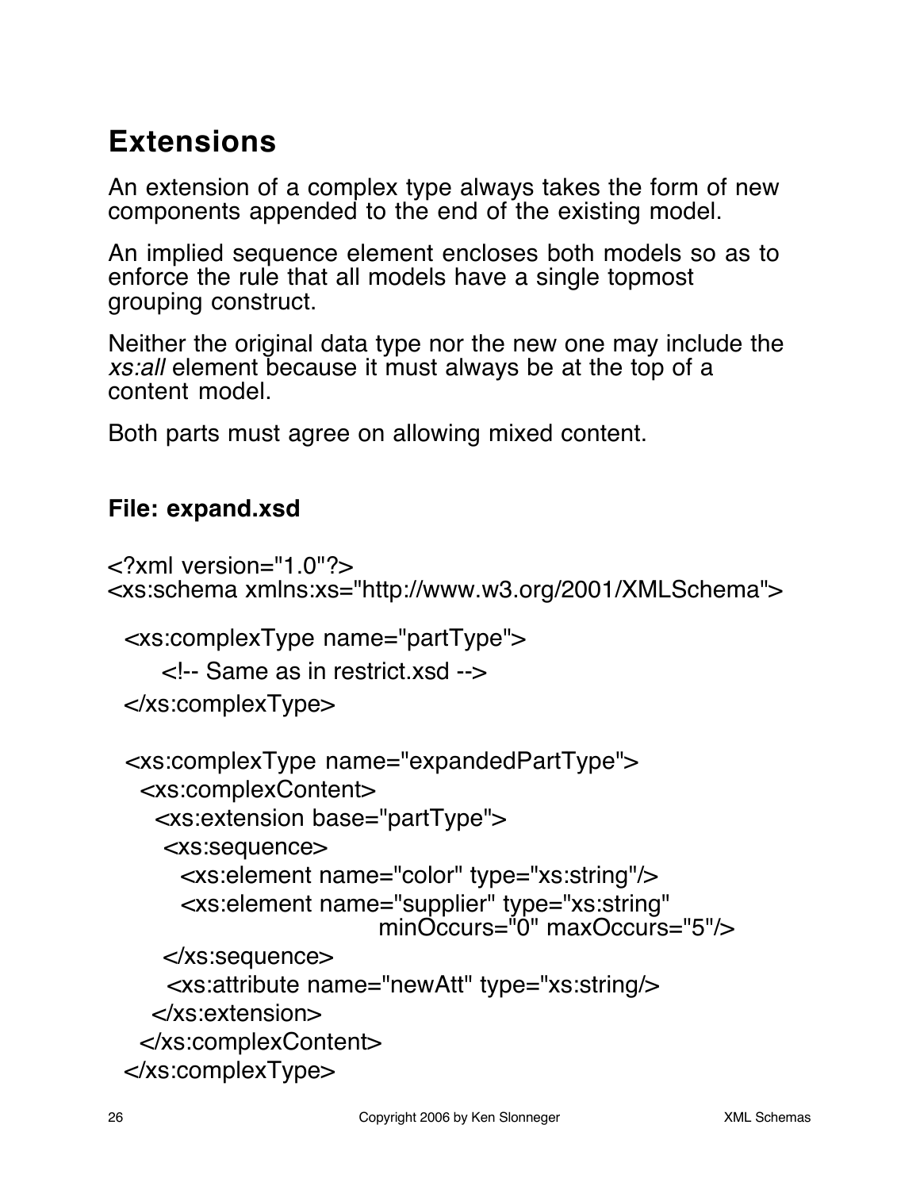# Extensions

An extension of a complex type always takes the form of new components appended to the end of the existing model.

An implied sequence element encloses both models so as to enforce the rule that all models have a single topmost grouping construct.

Neither the original data type nor the new one may include the *xs:all* element because it must always be at the top of a content model.

Both parts must agree on allowing mixed content.

**File: expand.xsd**

```
<?xml version="1.0"?>
<xs:schema xmlns:xs="http://www.w3.org/2001/XMLSchema">

  <xs:complexType name="partType">
      <!-- Same as in restrict.xsd -->
  </xs:complexType>

  <xs:complexType name="expandedPartType">
    <xs:complexContent>
      <xs:extension base="partType">
       <xs:sequence>
         <xs:element name="color" type="xs:string"/>
         <xs:element name="supplier" type="xs:string"
                             minOccurs="0" maxOccurs="5"/>
       </xs:sequence>
       <xs:attribute name="newAtt" type="xs:string/>
      </xs:extension>
    </xs:complexContent>
  </xs:complexType>
```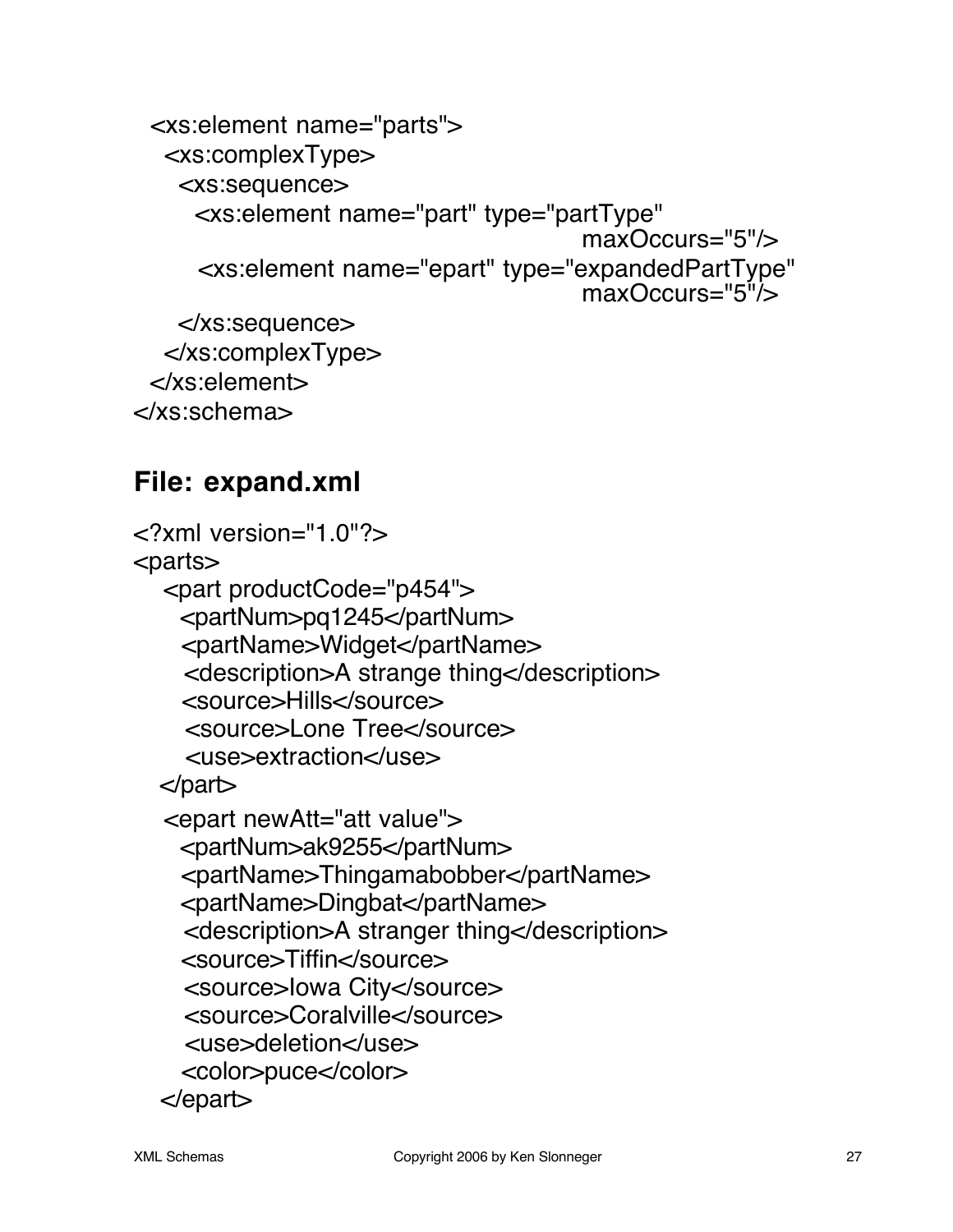```
  <xs:element name="parts">
    <xs:complexType>
      <xs:sequence>
        <xs:element name="part" type="partType"
                                              maxOccurs="5"/>
        <xs:element name="epart" type="expandedPartType"
                                              maxOccurs="5"/>
      </xs:sequence>
    </xs:complexType>
  </xs:element>
</xs:schema>
```

### File: expand.xml

```
<?xml version="1.0"?>
<parts>
   <part productCode="p454">
     <partNum>pq1245</partNum>
     <partName>Widget</partName>
     <description>A strange thing</description>
     <source>Hills</source>
     <source>Lone Tree</source>
     <use>extraction</use>
   </part>
   <epart newAtt="att value">
     <partNum>ak9255</partNum>
     <partName>Thingamabobber</partName>
     <partName>Dingbat</partName>
     <description>A stranger thing</description>
     <source>Tiffin</source>
     <source>Iowa City</source>
     <source>Coralville</source>
     <use>deletion</use>
     <color>puce</color>
   </epart>
```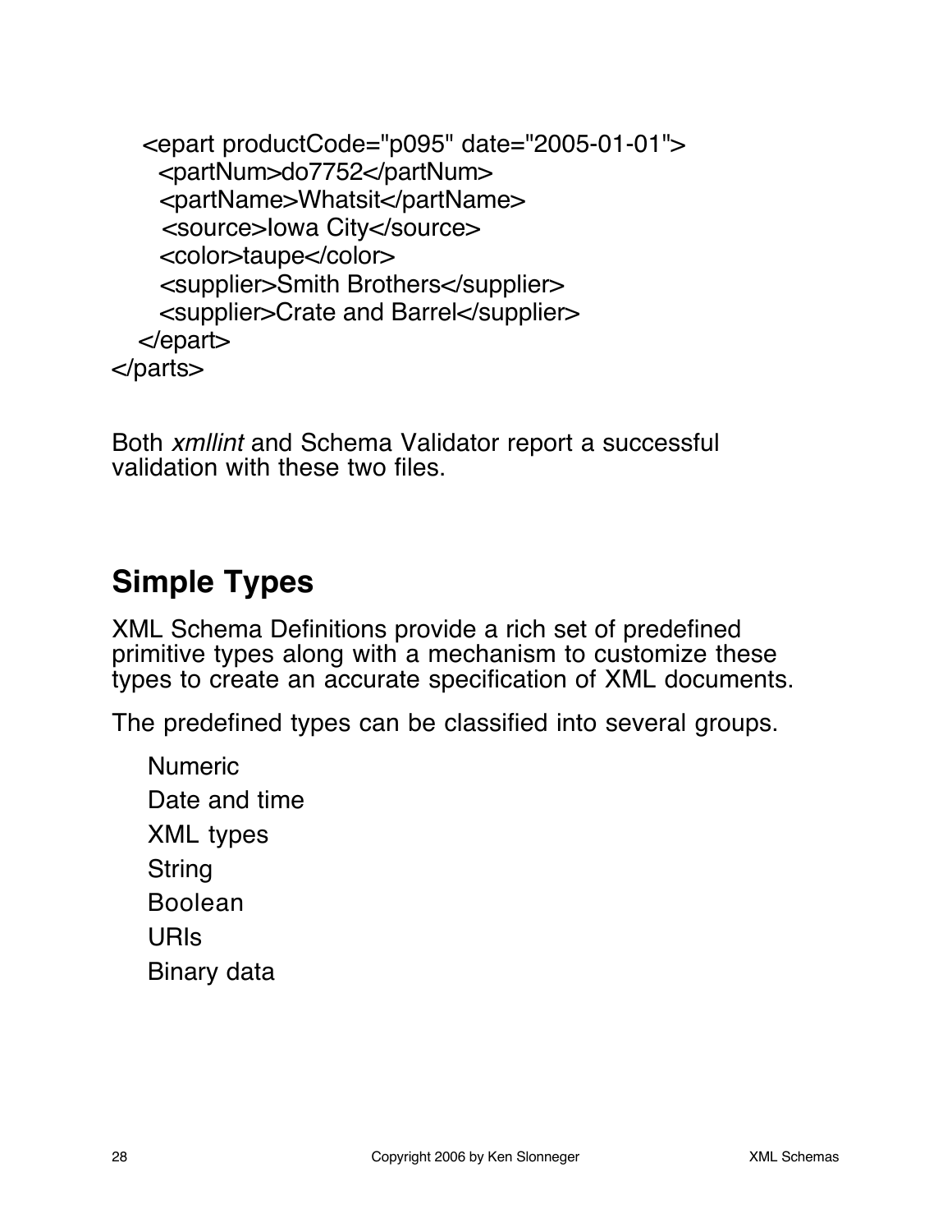```
  <epart productCode="p095" date="2005-01-01">
    <partNum>do7752</partNum>
    <partName>Whatsit</partName>
     <source>Iowa City</source>
    <color>taupe</color>
    <supplier>Smith Brothers</supplier>
    <supplier>Crate and Barrel</supplier>
  </epart>
</parts>
```

Both *xmllint* and Schema Validator report a successful validation with these two files.

## Simple Types

XML Schema Definitions provide a rich set of predefined primitive types along with a mechanism to customize these types to create an accurate specification of XML documents.

The predefined types can be classified into several groups.

- Numeric
- Date and time
- XML types
- String
- Boolean
- URIs
- Binary data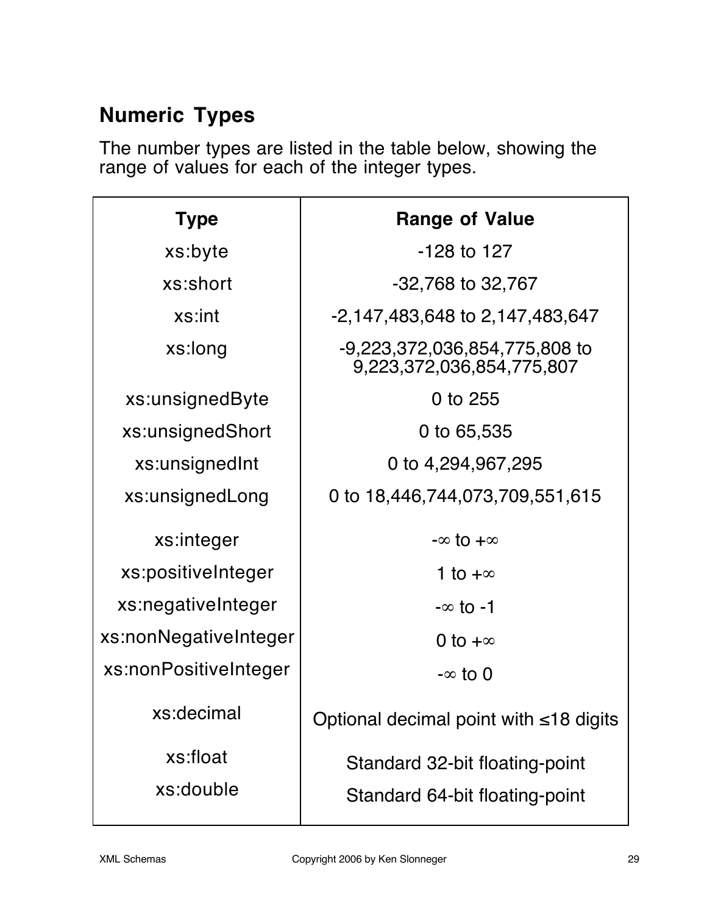## Numeric Types

The number types are listed in the table below, showing the range of values for each of the integer types.

| Type | Range of Value |
|---|---|
| xs:byte | -128 to 127 |
| xs:short | -32,768 to 32,767 |
| xs:int | -2,147,483,648 to 2,147,483,647 |
| xs:long | -9,223,372,036,854,775,808 to 9,223,372,036,854,775,807 |
| xs:unsignedByte | 0 to 255 |
| xs:unsignedShort | 0 to 65,535 |
| xs:unsignedInt | 0 to 4,294,967,295 |
| xs:unsignedLong | 0 to 18,446,744,073,709,551,615 |
| xs:integer | $-\infty$ to $+\infty$ |
| xs:positiveInteger | 1 to $+\infty$ |
| xs:negativeInteger | $-\infty$ to -1 |
| xs:nonNegativeInteger | 0 to $+\infty$ |
| xs:nonPositiveInteger | $-\infty$ to 0 |
| xs:decimal | Optional decimal point with ≤18 digits |
| xs:float | Standard 32-bit floating-point |
| xs:double | Standard 64-bit floating-point |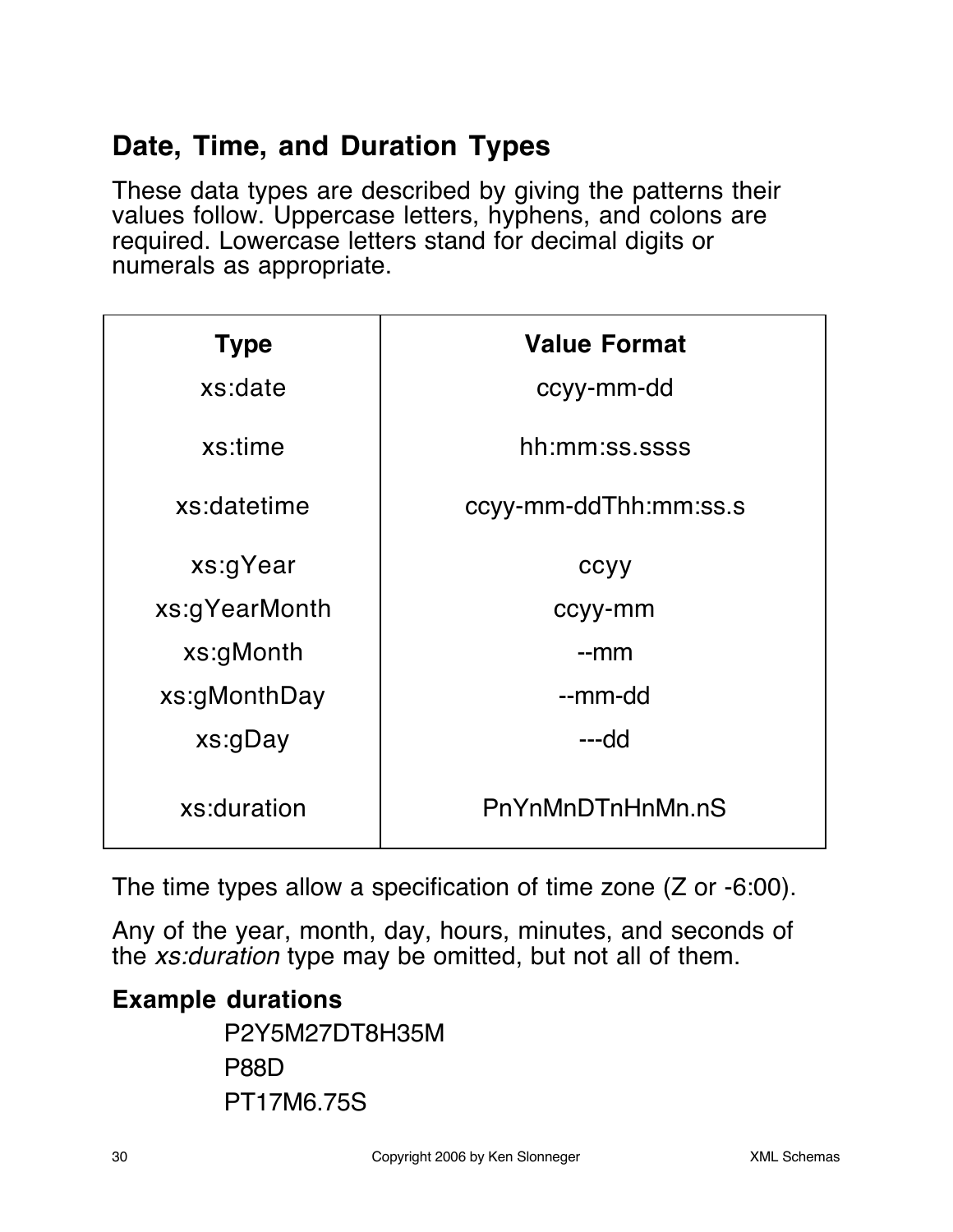## Date, Time, and Duration Types

These data types are described by giving the patterns their values follow. Uppercase letters, hyphens, and colons are required. Lowercase letters stand for decimal digits or numerals as appropriate.

| Type | Value Format |
| --- | --- |
| xs:date | ccyy-mm-dd |
| xs:time | hh:mm:ss.ssss |
| xs:datetime | ccyy-mm-ddThh:mm:ss.s |
| xs:gYear | ccyy |
| xs:gYearMonth | ccyy-mm |
| xs:gMonth | --mm |
| xs:gMonthDay | --mm-dd |
| xs:gDay | ---dd |
| xs:duration | PnYnMnDTnHnMn.nS |

The time types allow a specification of time zone (Z or -6:00).

Any of the year, month, day, hours, minutes, and seconds of the *xs:duration* type may be omitted, but not all of them.

**Example durations**

P2Y5M27DT8H35M

P88D

PT17M6.75S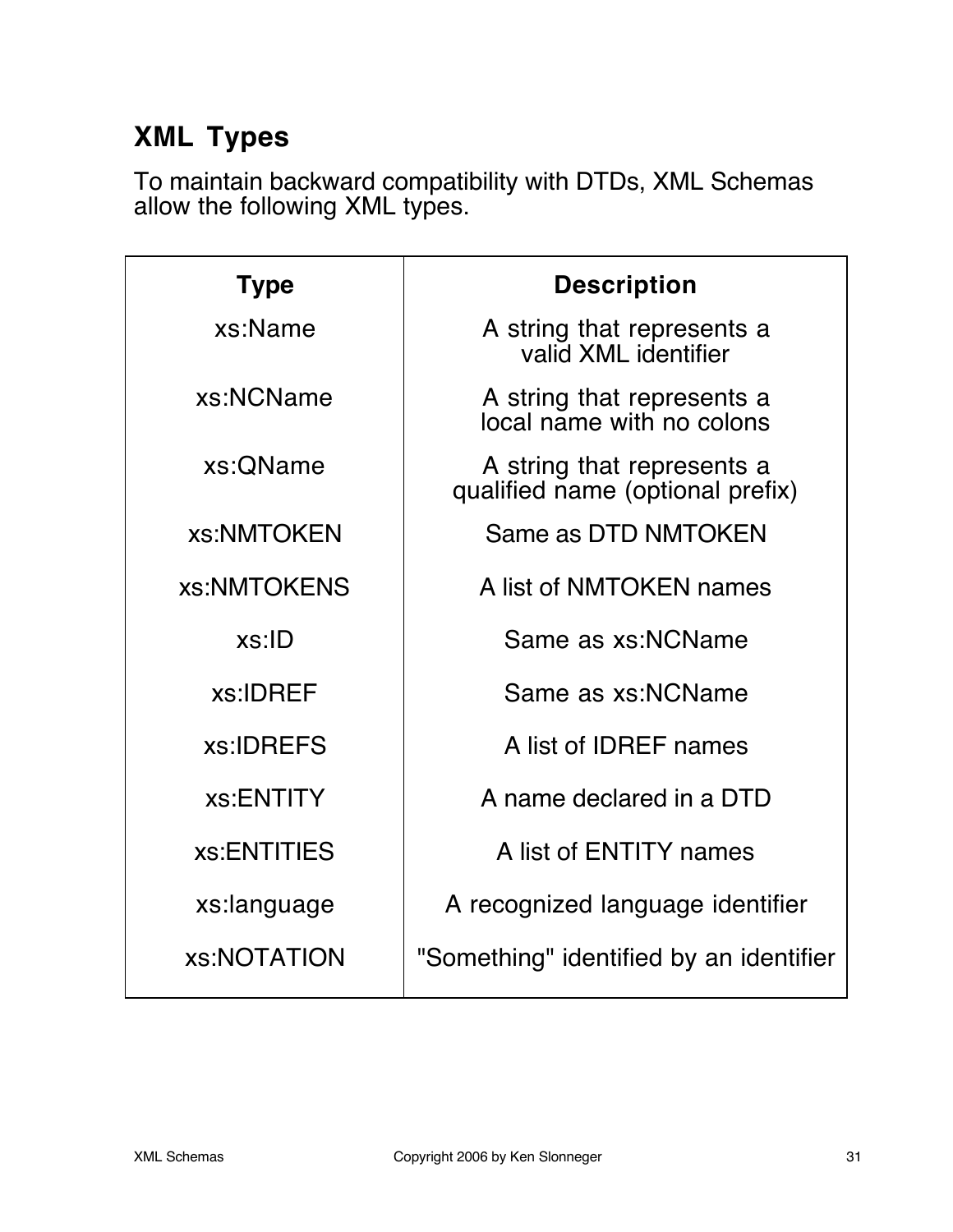## XML Types

To maintain backward compatibility with DTDs, XML Schemas allow the following XML types.

| Type | Description |
| --- | --- |
| xs:Name | A string that represents a valid XML identifier |
| xs:NCName | A string that represents a local name with no colons |
| xs:QName | A string that represents a qualified name (optional prefix) |
| xs:NMTOKEN | Same as DTD NMTOKEN |
| xs:NMTOKENS | A list of NMTOKEN names |
| xs:ID | Same as xs:NCName |
| xs:IDREF | Same as xs:NCName |
| xs:IDREFS | A list of IDREF names |
| xs:ENTITY | A name declared in a DTD |
| xs:ENTITIES | A list of ENTITY names |
| xs:language | A recognized language identifier |
| xs:NOTATION | "Something" identified by an identifier |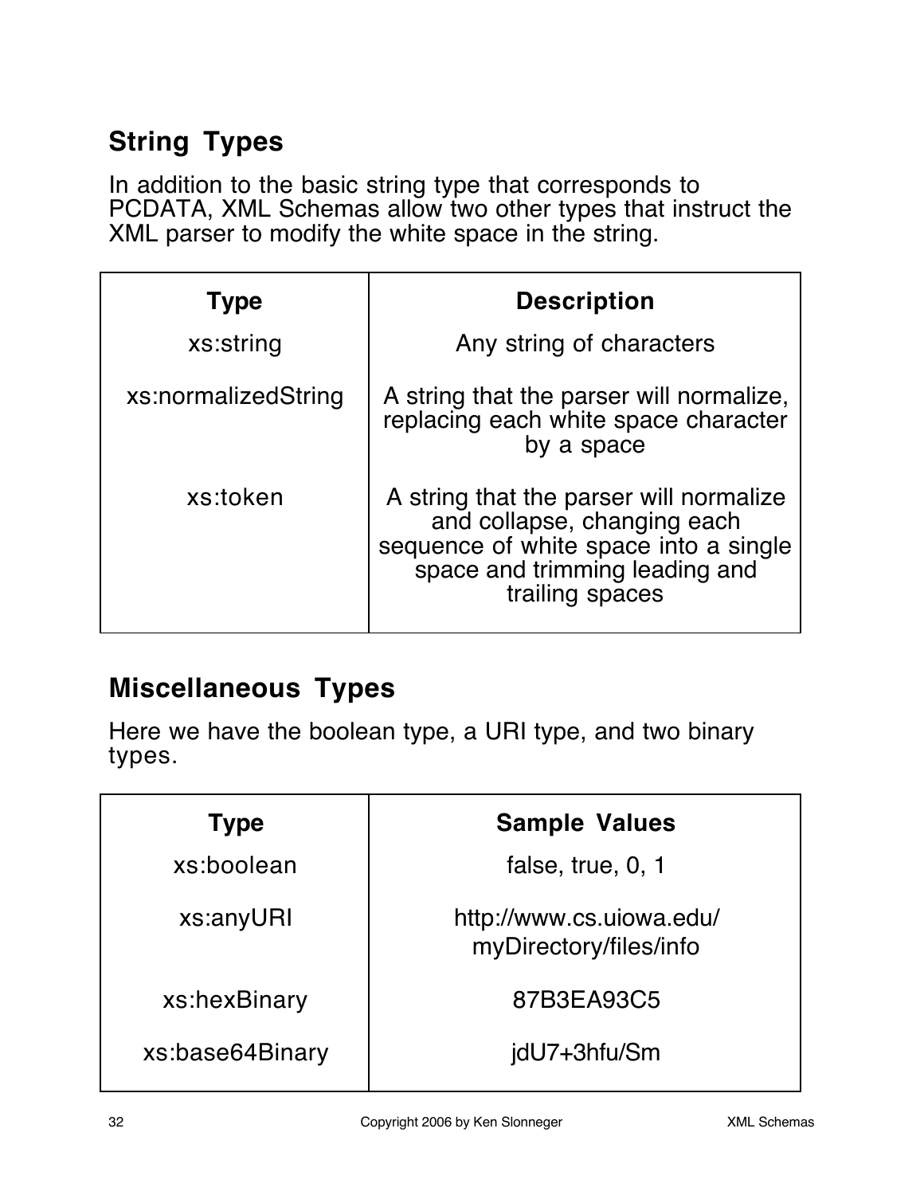## String Types

In addition to the basic string type that corresponds to PCDATA, XML Schemas allow two other types that instruct the XML parser to modify the white space in the string.

| Type | Description |
| --- | --- |
| xs:string | Any string of characters |
| xs:normalizedString | A string that the parser will normalize, replacing each white space character by a space |
| xs:token | A string that the parser will normalize and collapse, changing each sequence of white space into a single space and trimming leading and trailing spaces |

## Miscellaneous Types

Here we have the boolean type, a URI type, and two binary types.

| Type | Sample Values |
| --- | --- |
| xs:boolean | false, true, 0, 1 |
| xs:anyURI | http://www.cs.uiowa.edu/myDirectory/files/info |
| xs:hexBinary | 87B3EA93C5 |
| xs:base64Binary | jdU7+3hfu/Sm |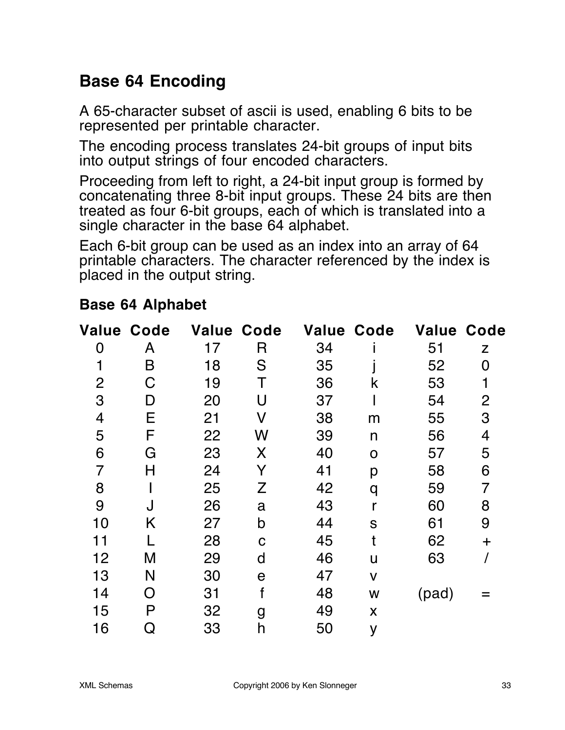## Base 64 Encoding

A 65-character subset of ascii is used, enabling 6 bits to be represented per printable character.

The encoding process translates 24-bit groups of input bits into output strings of four encoded characters.

Proceeding from left to right, a 24-bit input group is formed by concatenating three 8-bit input groups. These 24 bits are then treated as four 6-bit groups, each of which is translated into a single character in the base 64 alphabet.

Each 6-bit group can be used as an index into an array of 64 printable characters. The character referenced by the index is placed in the output string.

### Base 64 Alphabet

| Value | Code | Value | Code | Value | Code | Value | Code |
|---|---|---|---|---|---|---|---|
| 0 | A | 17 | R | 34 | i | 51 | z |
| 1 | B | 18 | S | 35 | j | 52 | 0 |
| 2 | C | 19 | T | 36 | k | 53 | 1 |
| 3 | D | 20 | U | 37 | l | 54 | 2 |
| 4 | E | 21 | V | 38 | m | 55 | 3 |
| 5 | F | 22 | W | 39 | n | 56 | 4 |
| 6 | G | 23 | X | 40 | o | 57 | 5 |
| 7 | H | 24 | Y | 41 | p | 58 | 6 |
| 8 | I | 25 | Z | 42 | q | 59 | 7 |
| 9 | J | 26 | a | 43 | r | 60 | 8 |
| 10 | K | 27 | b | 44 | s | 61 | 9 |
| 11 | L | 28 | c | 45 | t | 62 | + |
| 12 | M | 29 | d | 46 | u | 63 | / |
| 13 | N | 30 | e | 47 | v | | |
| 14 | O | 31 | f | 48 | w | (pad) | = |
| 15 | P | 32 | g | 49 | x | | |
| 16 | Q | 33 | h | 50 | y | | |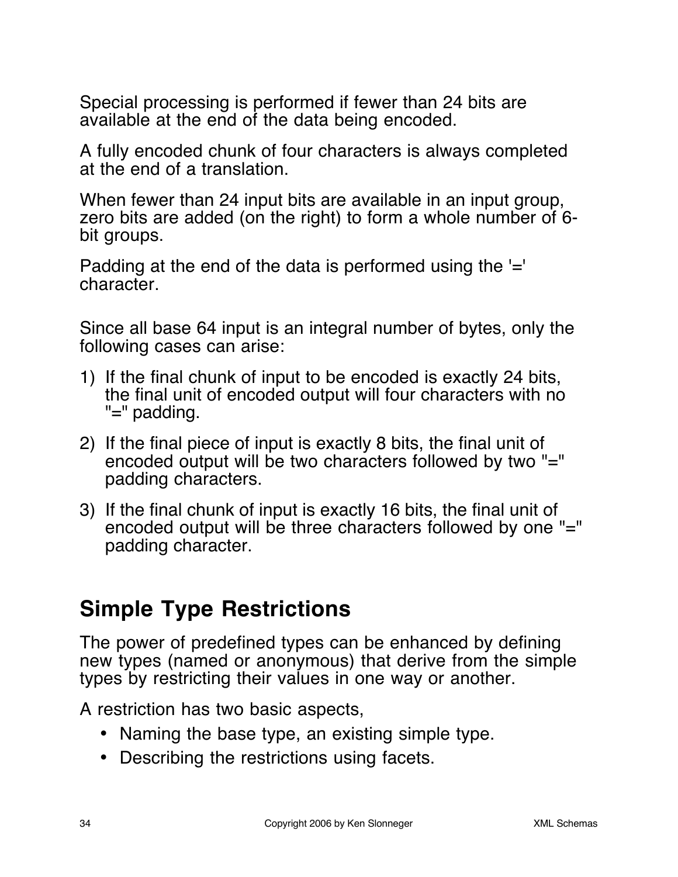Special processing is performed if fewer than 24 bits are available at the end of the data being encoded.

A fully encoded chunk of four characters is always completed at the end of a translation.

When fewer than 24 input bits are available in an input group, zero bits are added (on the right) to form a whole number of 6-bit groups.

Padding at the end of the data is performed using the '=' character.

Since all base 64 input is an integral number of bytes, only the following cases can arise:

1) If the final chunk of input to be encoded is exactly 24 bits, the final unit of encoded output will four characters with no "=" padding.
2) If the final piece of input is exactly 8 bits, the final unit of encoded output will be two characters followed by two "=" padding characters.
3) If the final chunk of input is exactly 16 bits, the final unit of encoded output will be three characters followed by one "=" padding character.

## Simple Type Restrictions

The power of predefined types can be enhanced by defining new types (named or anonymous) that derive from the simple types by restricting their values in one way or another.

A restriction has two basic aspects,

- Naming the base type, an existing simple type.
- Describing the restrictions using facets.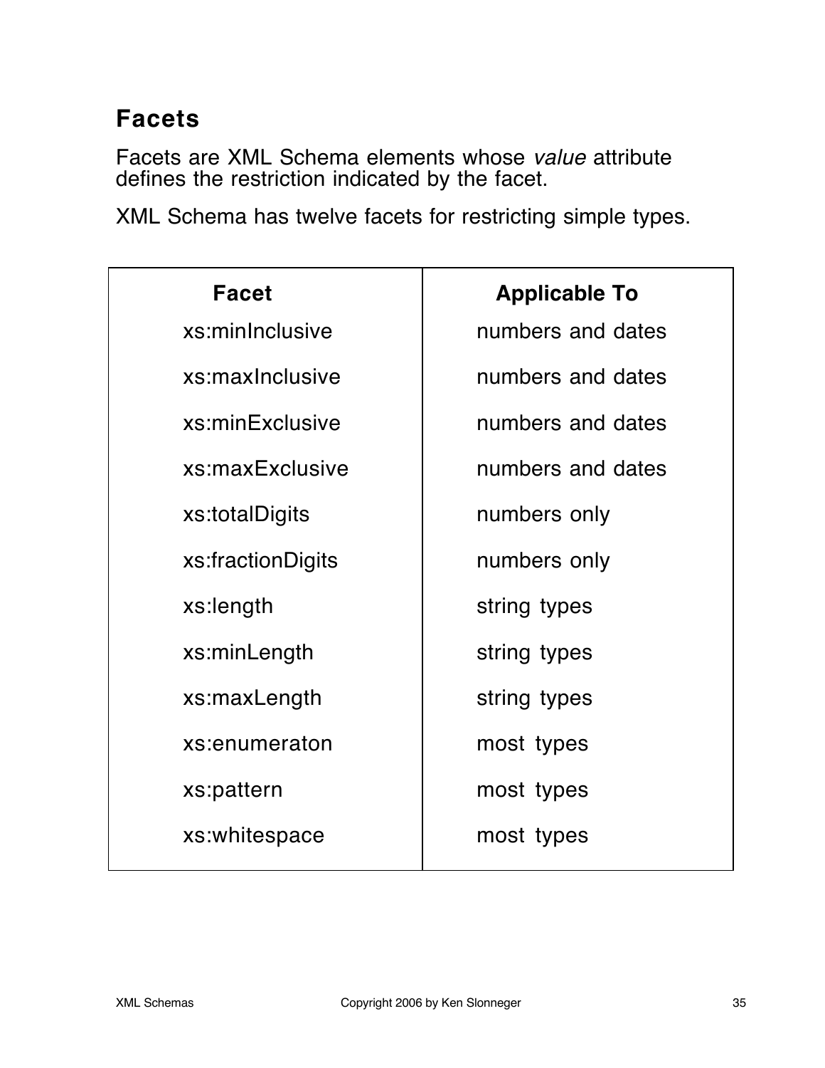## Facets

Facets are XML Schema elements whose *value* attribute defines the restriction indicated by the facet.

XML Schema has twelve facets for restricting simple types.

| Facet | Applicable To |
| --- | --- |
| xs:minInclusive | numbers and dates |
| xs:maxInclusive | numbers and dates |
| xs:minExclusive | numbers and dates |
| xs:maxExclusive | numbers and dates |
| xs:totalDigits | numbers only |
| xs:fractionDigits | numbers only |
| xs:length | string types |
| xs:minLength | string types |
| xs:maxLength | string types |
| xs:enumeraton | most types |
| xs:pattern | most types |
| xs:whitespace | most types |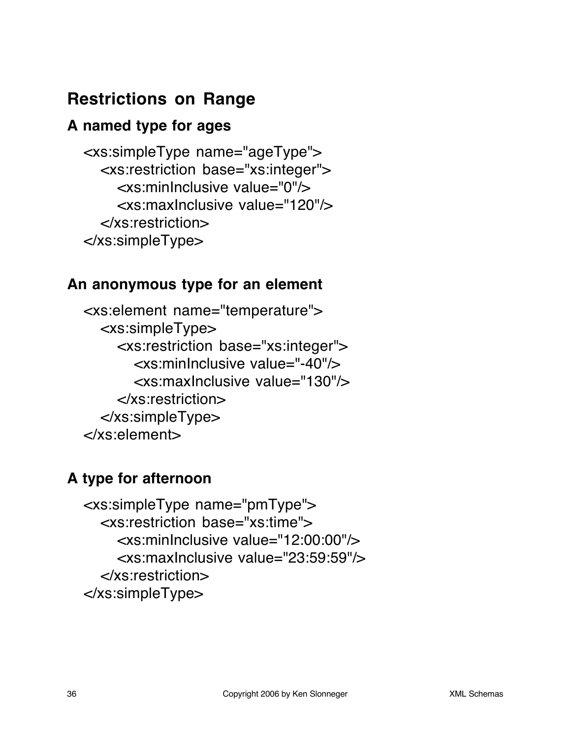# Restrictions on Range

## A named type for ages

```
<xs:simpleType name="ageType">
   <xs:restriction base="xs:integer">
      <xs:minInclusive value="0"/>
      <xs:maxInclusive value="120"/>
   </xs:restriction>
</xs:simpleType>
```

## An anonymous type for an element

```
<xs:element name="temperature">
   <xs:simpleType>
      <xs:restriction base="xs:integer">
         <xs:minInclusive value="-40"/>
         <xs:maxInclusive value="130"/>
      </xs:restriction>
   </xs:simpleType>
</xs:element>
```

## A type for afternoon

```
<xs:simpleType name="pmType">
   <xs:restriction base="xs:time">
      <xs:minInclusive value="12:00:00"/>
      <xs:maxInclusive value="23:59:59"/>
   </xs:restriction>
</xs:simpleType>
```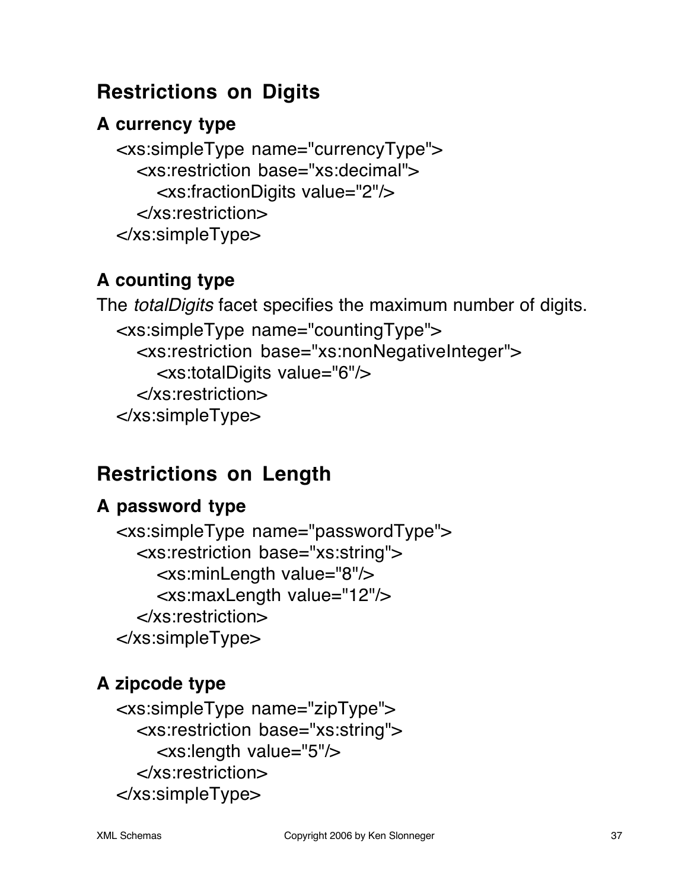## Restrictions on Digits

### A currency type

```
<xs:simpleType name="currencyType">
   <xs:restriction base="xs:decimal">
      <xs:fractionDigits value="2"/>
   </xs:restriction>
</xs:simpleType>
```

### A counting type

The *totalDigits* facet specifies the maximum number of digits.

```
<xs:simpleType name="countingType">
   <xs:restriction base="xs:nonNegativeInteger">
      <xs:totalDigits value="6"/>
   </xs:restriction>
</xs:simpleType>
```

## Restrictions on Length

### A password type

```
<xs:simpleType name="passwordType">
   <xs:restriction base="xs:string">
      <xs:minLength value="8"/>
      <xs:maxLength value="12"/>
   </xs:restriction>
</xs:simpleType>
```

### A zipcode type

```
<xs:simpleType name="zipType">
   <xs:restriction base="xs:string">
      <xs:length value="5"/>
   </xs:restriction>
</xs:simpleType>
```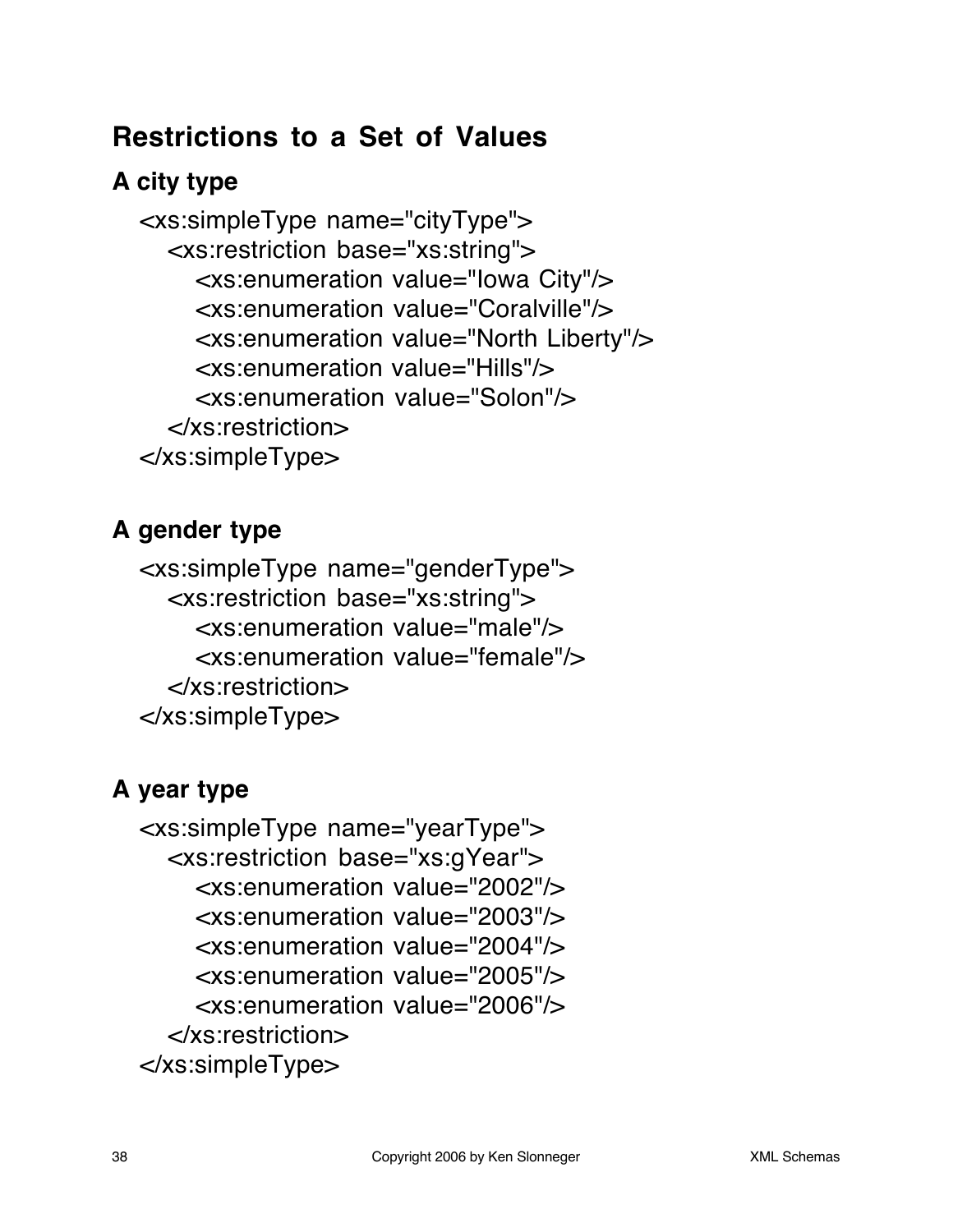## Restrictions to a Set of Values

### A city type

```
<xs:simpleType name="cityType">
   <xs:restriction base="xs:string">
      <xs:enumeration value="Iowa City"/>
      <xs:enumeration value="Coralville"/>
      <xs:enumeration value="North Liberty"/>
      <xs:enumeration value="Hills"/>
      <xs:enumeration value="Solon"/>
   </xs:restriction>
</xs:simpleType>
```

### A gender type

```
<xs:simpleType name="genderType">
   <xs:restriction base="xs:string">
      <xs:enumeration value="male"/>
      <xs:enumeration value="female"/>
   </xs:restriction>
</xs:simpleType>
```

### A year type

```
<xs:simpleType name="yearType">
   <xs:restriction base="xs:gYear">
      <xs:enumeration value="2002"/>
      <xs:enumeration value="2003"/>
      <xs:enumeration value="2004"/>
      <xs:enumeration value="2005"/>
      <xs:enumeration value="2006"/>
   </xs:restriction>
</xs:simpleType>
```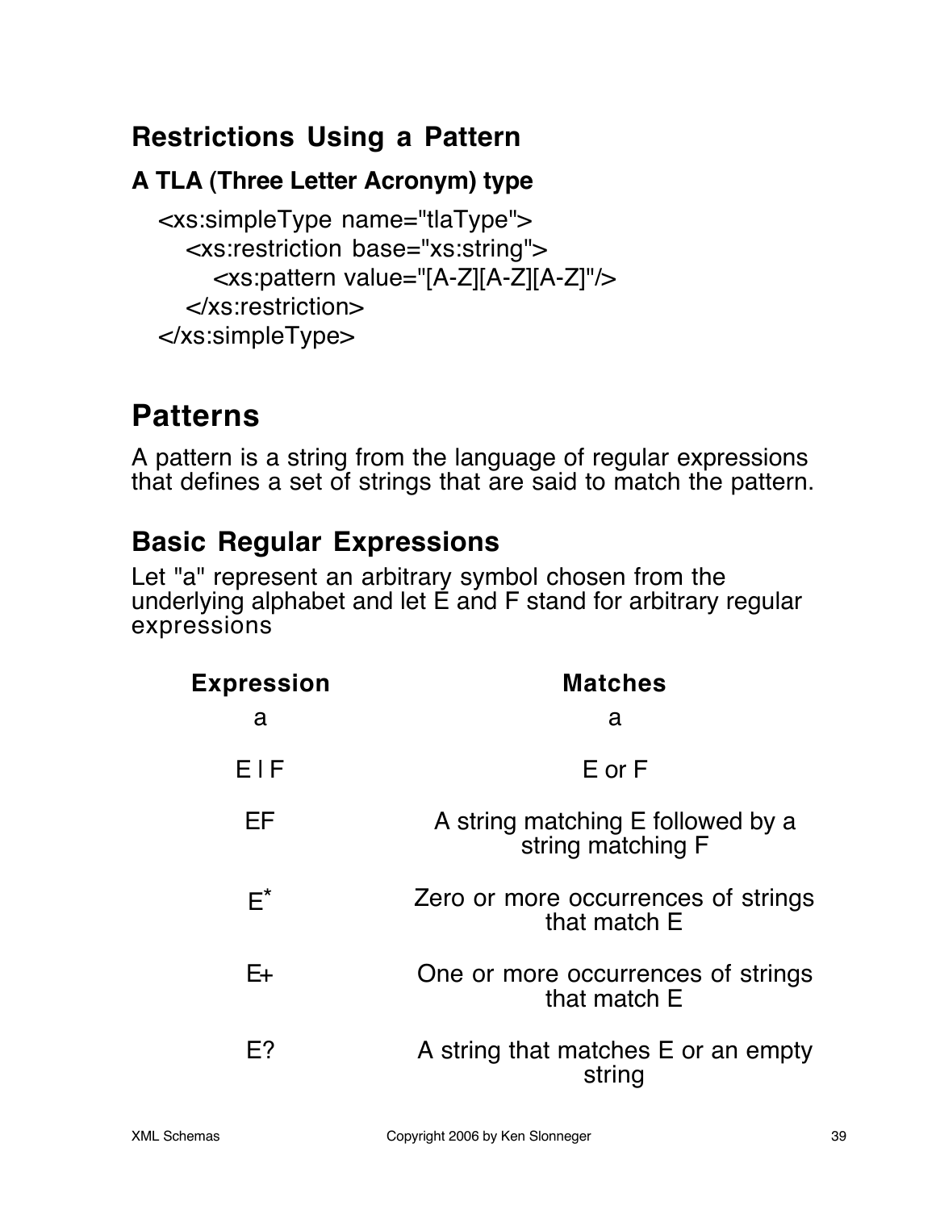## Restrictions Using a Pattern

### A TLA (Three Letter Acronym) type

```
<xs:simpleType name="tlaType">
   <xs:restriction base="xs:string">
      <xs:pattern value="[A-Z][A-Z][A-Z]"/>
   </xs:restriction>
</xs:simpleType>
```

# Patterns

A pattern is a string from the language of regular expressions that defines a set of strings that are said to match the pattern.

## Basic Regular Expressions

Let "a" represent an arbitrary symbol chosen from the underlying alphabet and let E and F stand for arbitrary regular expressions

| Expression | Matches |
|---|---|
| a | a |
| E \| F | E or F |
| EF | A string matching E followed by a string matching F |
| $E^*$ | Zero or more occurrences of strings that match E |
| E+ | One or more occurrences of strings that match E |
| E? | A string that matches E or an empty string |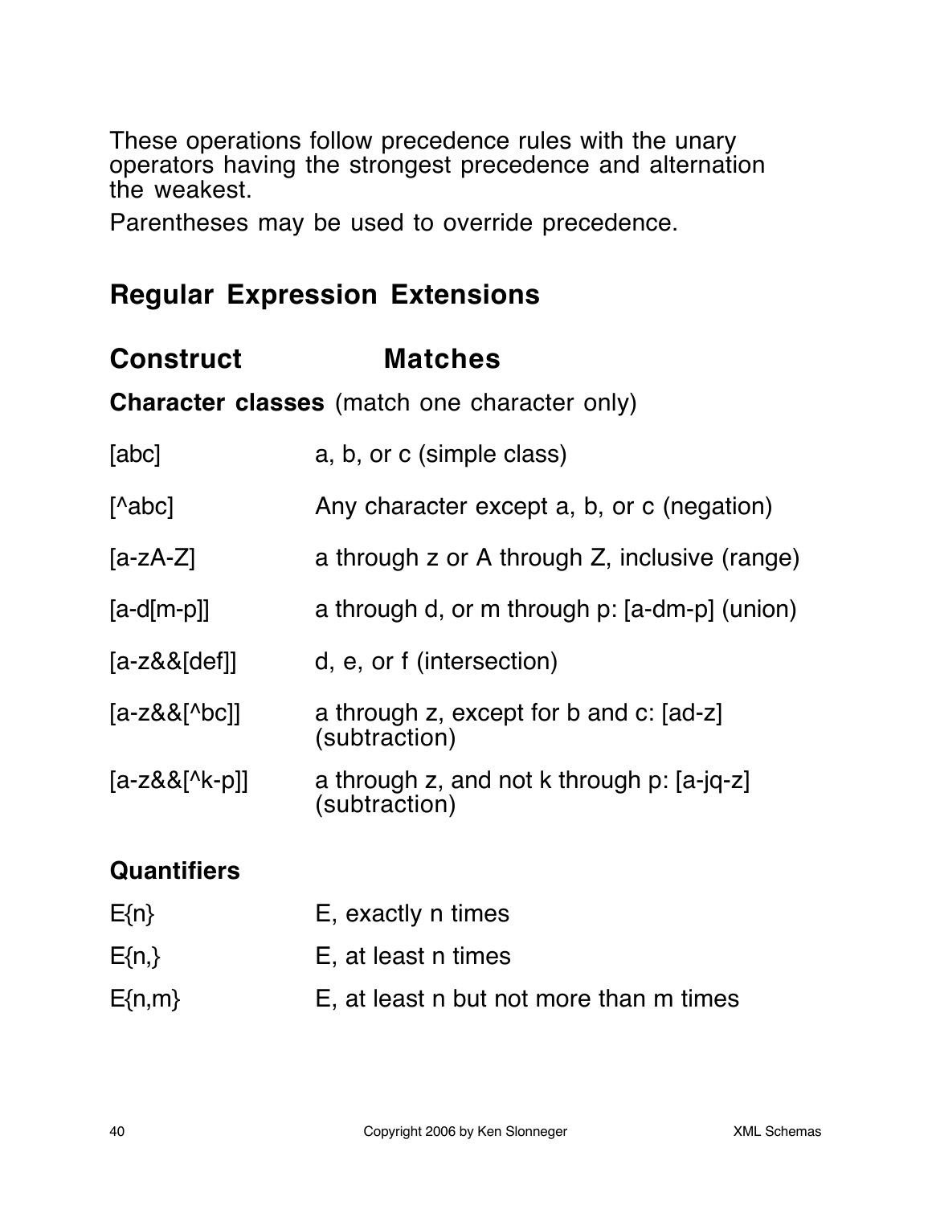These operations follow precedence rules with the unary operators having the strongest precedence and alternation the weakest.

Parentheses may be used to override precedence.

## Regular Expression Extensions

| **Construct** | **Matches** |
|---|---|
| **Character classes** (match one character only) | |
| [abc] | a, b, or c (simple class) |
| [^abc] | Any character except a, b, or c (negation) |
| [a-zA-Z] | a through z or A through Z, inclusive (range) |
| [a-d[m-p]] | a through d, or m through p: [a-dm-p] (union) |
| [a-z&&[def]] | d, e, or f (intersection) |
| [a-z&&[^bc]] | a through z, except for b and c: [ad-z] (subtraction) |
| [a-z&&[^k-p]] | a through z, and not k through p: [a-jq-z] (subtraction) |
| **Quantifiers** | |
| E{n} | E, exactly n times |
| E{n,} | E, at least n times |
| E{n,m} | E, at least n but not more than m times |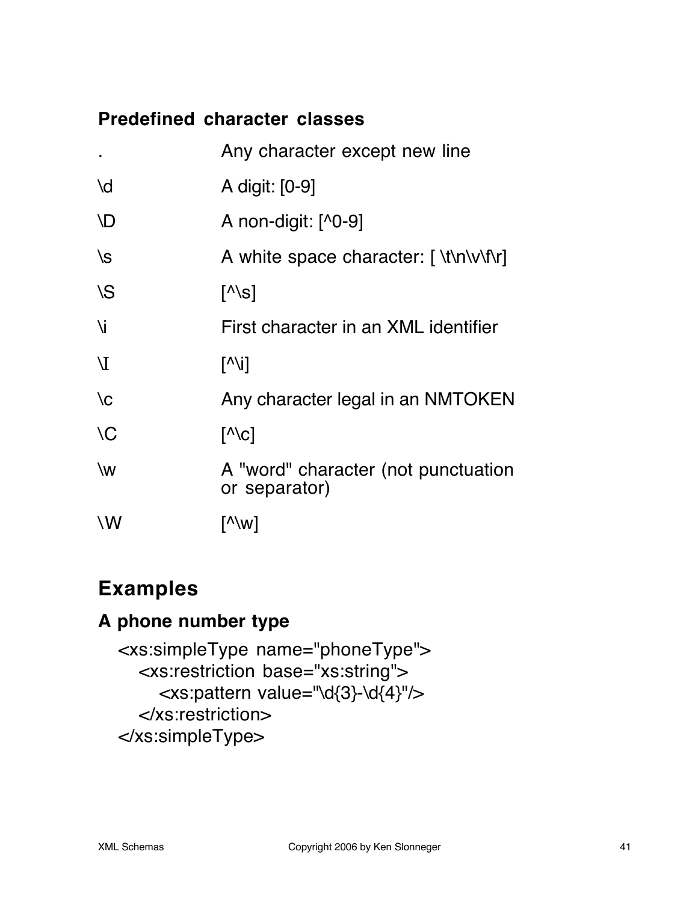### Predefined character classes

| | |
|---|---|
| . | Any character except new line |
| \d | A digit: [0-9] |
| \D | A non-digit: [^0-9] |
| \s | A white space character: [ \t\n\v\f\r] |
| \S | [^\s] |
| \i | First character in an XML identifier |
| \I | [^\i] |
| \c | Any character legal in an NMTOKEN |
| \C | [^\c] |
| \w | A "word" character (not punctuation or separator) |
| \W | [^\w] |

## Examples

### A phone number type

```
<xs:simpleType name="phoneType">
   <xs:restriction base="xs:string">
      <xs:pattern value="\d{3}-\d{4}"/>
   </xs:restriction>
</xs:simpleType>
```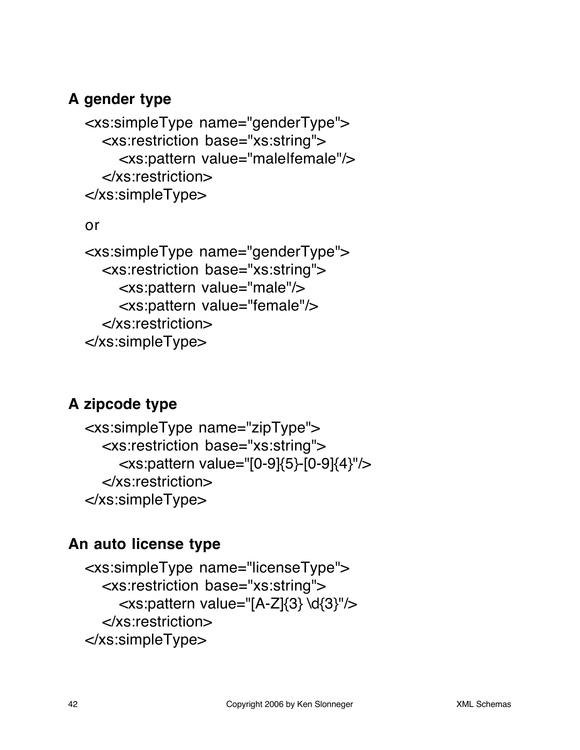### A gender type

```
<xs:simpleType name="genderType">
   <xs:restriction base="xs:string">
      <xs:pattern value="male|female"/>
   </xs:restriction>
</xs:simpleType>
```

or

```
<xs:simpleType name="genderType">
   <xs:restriction base="xs:string">
      <xs:pattern value="male"/>
      <xs:pattern value="female"/>
   </xs:restriction>
</xs:simpleType>
```

### A zipcode type

```
<xs:simpleType name="zipType">
   <xs:restriction base="xs:string">
      <xs:pattern value="[0-9]{5}-[0-9]{4}"/>
   </xs:restriction>
</xs:simpleType>
```

### An auto license type

```
<xs:simpleType name="licenseType">
   <xs:restriction base="xs:string">
      <xs:pattern value="[A-Z]{3} \d{3}"/>
   </xs:restriction>
</xs:simpleType>
```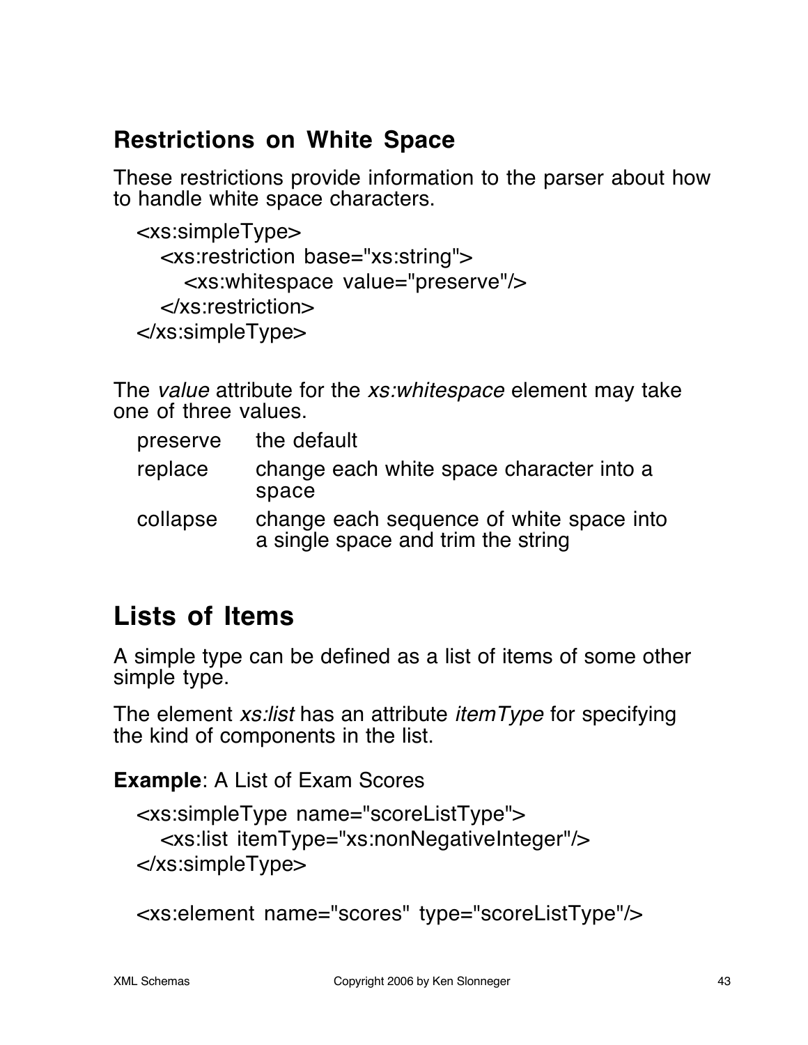## Restrictions on White Space

These restrictions provide information to the parser about how to handle white space characters.

```
<xs:simpleType>
   <xs:restriction base="xs:string">
      <xs:whitespace value="preserve"/>
   </xs:restriction>
</xs:simpleType>
```

The *value* attribute for the *xs:whitespace* element may take one of three values.

| | |
|---|---|
| preserve | the default |
| replace | change each white space character into a space |
| collapse | change each sequence of white space into a single space and trim the string |

## Lists of Items

A simple type can be defined as a list of items of some other simple type.

The element *xs:list* has an attribute *itemType* for specifying the kind of components in the list.

**Example**: A List of Exam Scores

```
<xs:simpleType name="scoreListType">
   <xs:list itemType="xs:nonNegativeInteger"/>
</xs:simpleType>

<xs:element name="scores" type="scoreListType"/>
```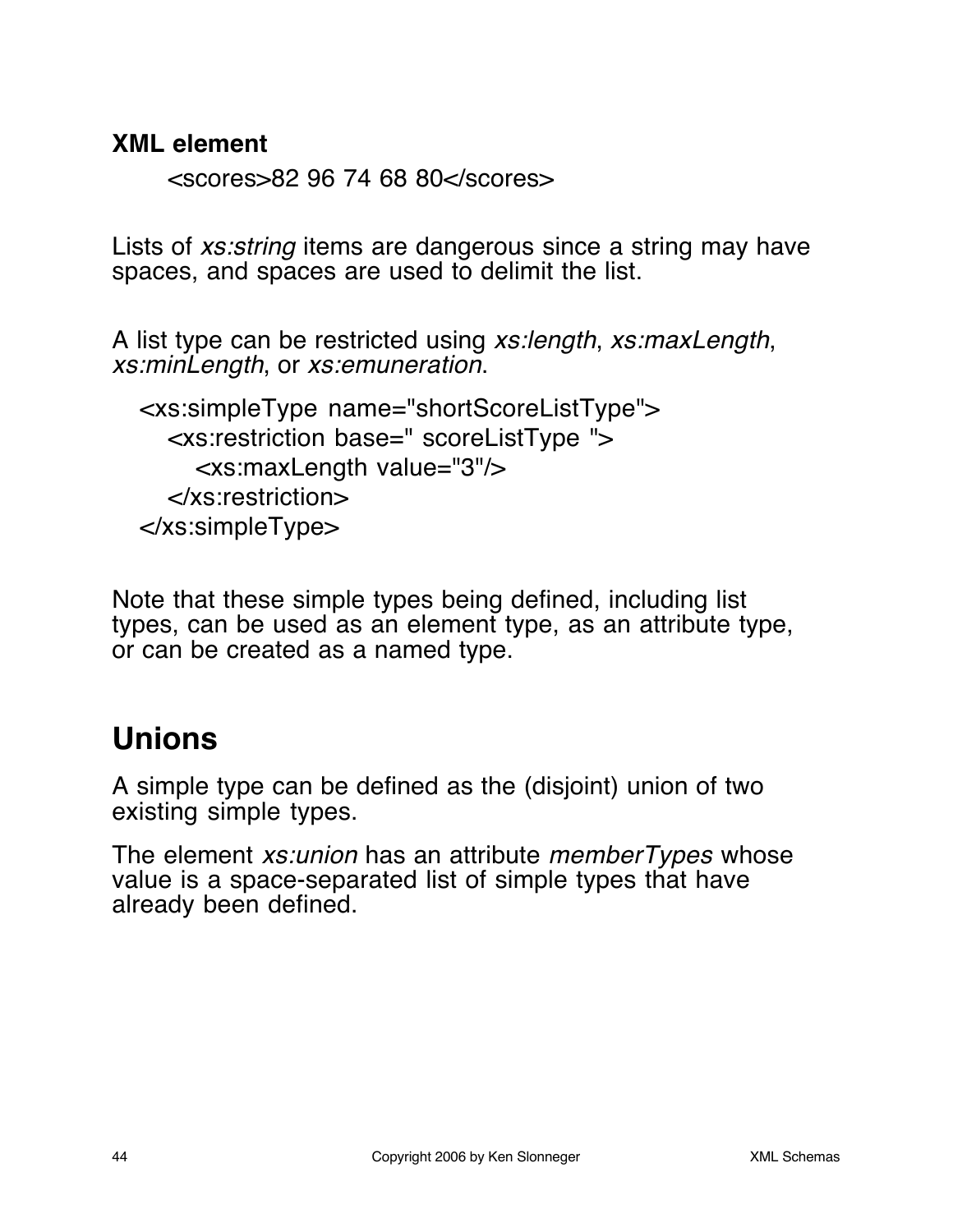**XML element**

```
<scores>82 96 74 68 80</scores>
```

Lists of *xs:string* items are dangerous since a string may have spaces, and spaces are used to delimit the list.

A list type can be restricted using *xs:length*, *xs:maxLength*, *xs:minLength*, or *xs:emuneration*.

```
<xs:simpleType name="shortScoreListType">
  <xs:restriction base=" scoreListType ">
    <xs:maxLength value="3"/>
  </xs:restriction>
</xs:simpleType>
```

Note that these simple types being defined, including list types, can be used as an element type, as an attribute type, or can be created as a named type.

## Unions

A simple type can be defined as the (disjoint) union of two existing simple types.

The element *xs:union* has an attribute *memberTypes* whose value is a space-separated list of simple types that have already been defined.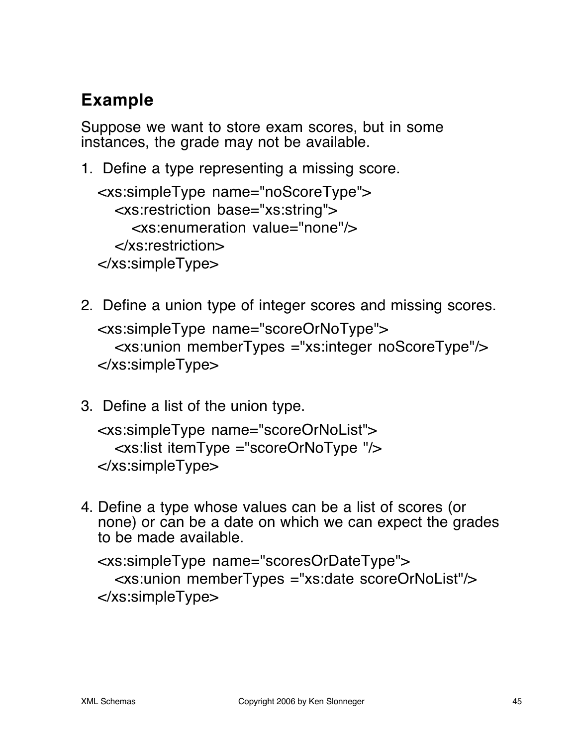## Example

Suppose we want to store exam scores, but in some instances, the grade may not be available.

1. Define a type representing a missing score.

```
<xs:simpleType name="noScoreType">
   <xs:restriction base="xs:string">
      <xs:enumeration value="none"/>
   </xs:restriction>
</xs:simpleType>
```

2. Define a union type of integer scores and missing scores.

```
<xs:simpleType name="scoreOrNoType">
   <xs:union memberTypes ="xs:integer noScoreType"/>
</xs:simpleType>
```

3. Define a list of the union type.

```
<xs:simpleType name="scoreOrNoList">
   <xs:list itemType ="scoreOrNoType "/>
</xs:simpleType>
```

4. Define a type whose values can be a list of scores (or none) or can be a date on which we can expect the grades to be made available.

```
<xs:simpleType name="scoresOrDateType">
   <xs:union memberTypes ="xs:date scoreOrNoList"/>
</xs:simpleType>
```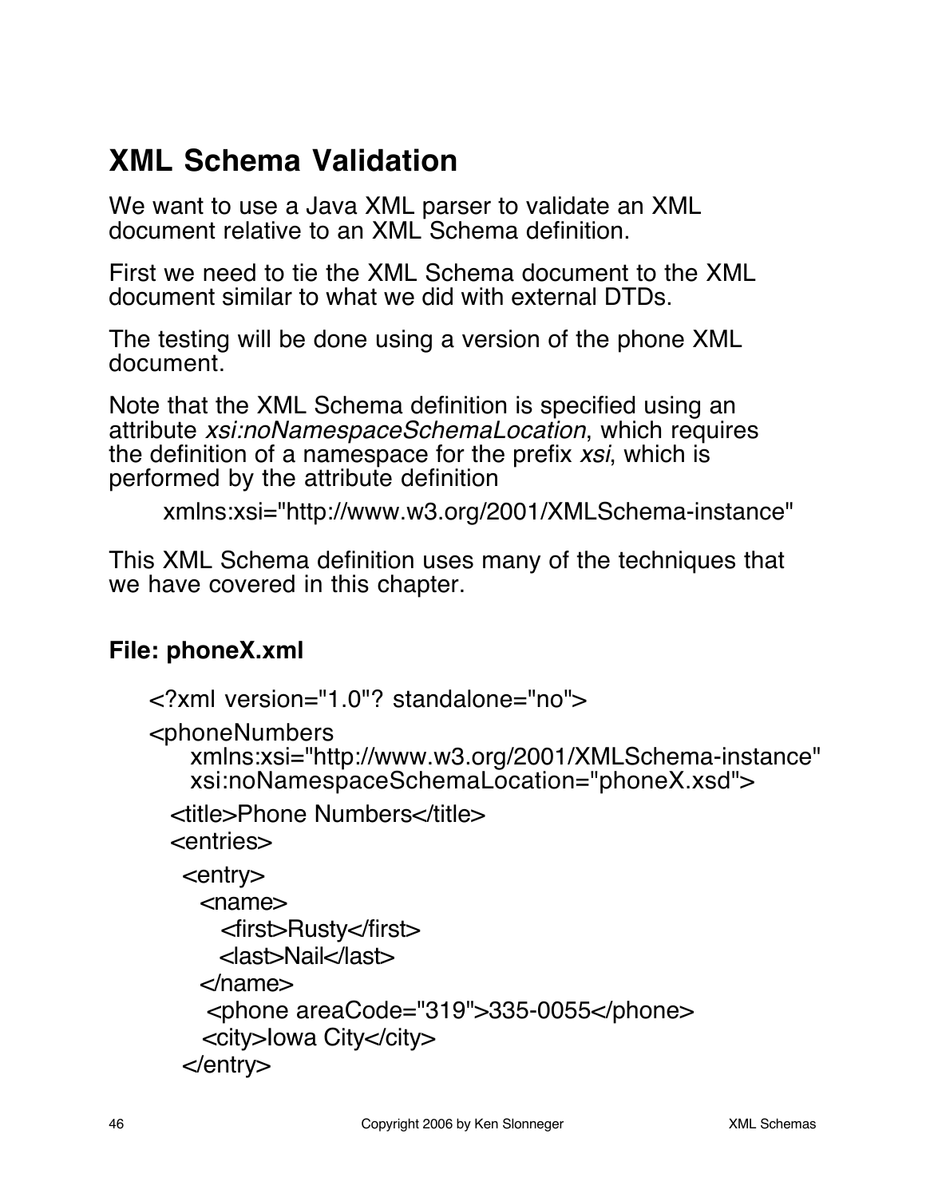# XML Schema Validation

We want to use a Java XML parser to validate an XML document relative to an XML Schema definition.

First we need to tie the XML Schema document to the XML document similar to what we did with external DTDs.

The testing will be done using a version of the phone XML document.

Note that the XML Schema definition is specified using an attribute *xsi:noNamespaceSchemaLocation*, which requires the definition of a namespace for the prefix *xsi*, which is performed by the attribute definition

```
xmlns:xsi="http://www.w3.org/2001/XMLSchema-instance"
```

This XML Schema definition uses many of the techniques that we have covered in this chapter.

### File: phoneX.xml

```
<?xml version="1.0"? standalone="no">
<phoneNumbers
    xmlns:xsi="http://www.w3.org/2001/XMLSchema-instance"
    xsi:noNamespaceSchemaLocation="phoneX.xsd">
  <title>Phone Numbers</title>
  <entries>
    <entry>
      <name>
        <first>Rusty</first>
        <last>Nail</last>
      </name>
      <phone areaCode="319">335-0055</phone>
      <city>Iowa City</city>
    </entry>
```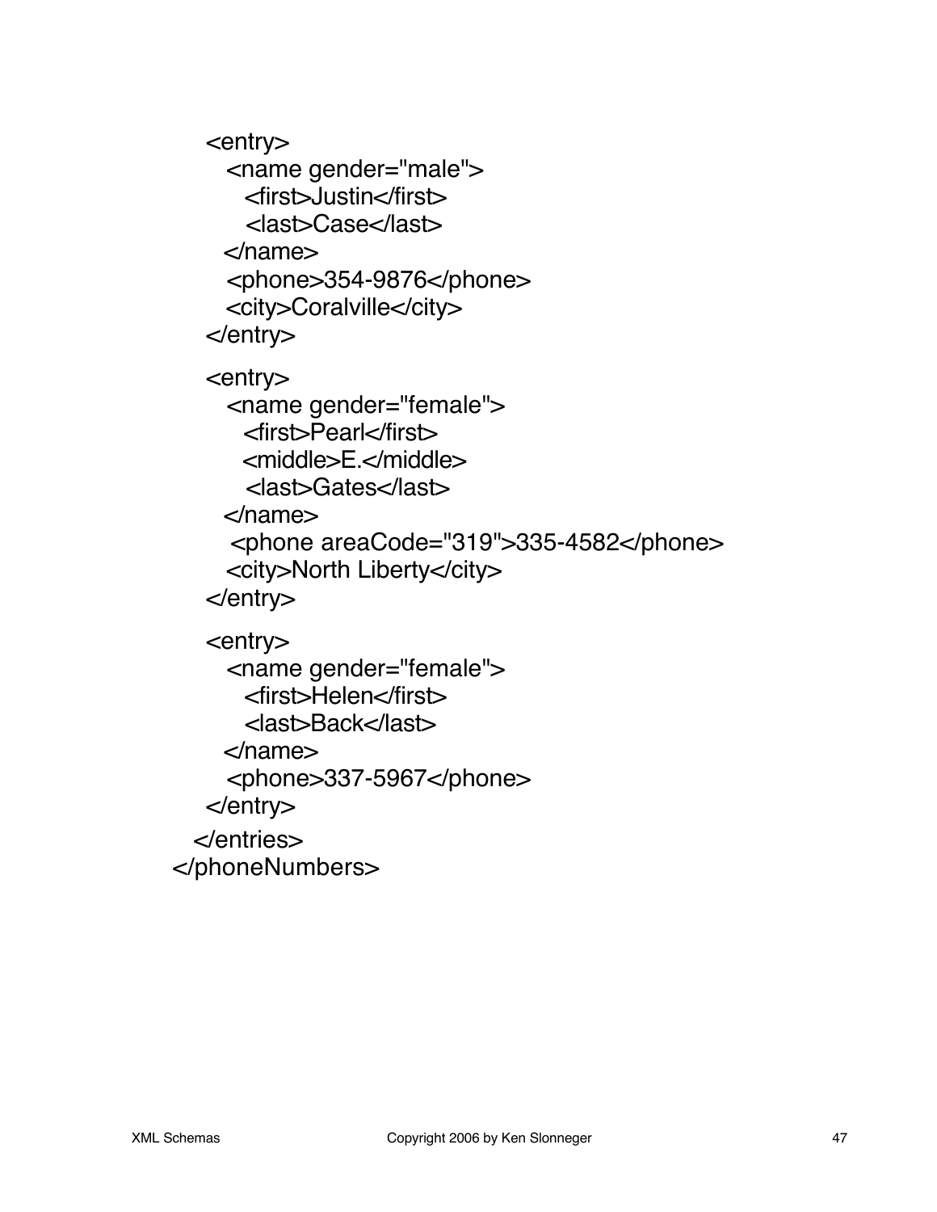```xml
    <entry>
      <name gender="male">
        <first>Justin</first>
        <last>Case</last>
      </name>
      <phone>354-9876</phone>
      <city>Coralville</city>
    </entry>

    <entry>
      <name gender="female">
        <first>Pearl</first>
        <middle>E.</middle>
        <last>Gates</last>
      </name>
      <phone areaCode="319">335-4582</phone>
      <city>North Liberty</city>
    </entry>

    <entry>
      <name gender="female">
        <first>Helen</first>
        <last>Back</last>
      </name>
      <phone>337-5967</phone>
    </entry>
  </entries>
</phoneNumbers>
```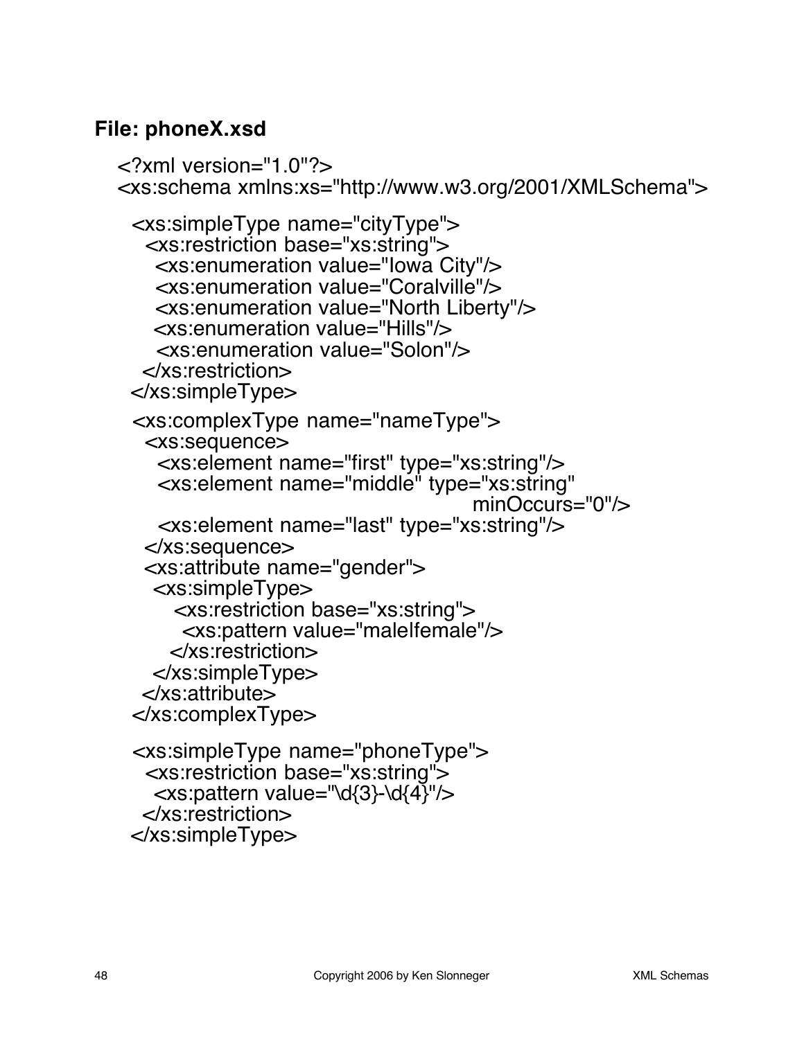**File: phoneX.xsd**

```
<?xml version="1.0"?>
<xs:schema xmlns:xs="http://www.w3.org/2001/XMLSchema">

  <xs:simpleType name="cityType">
    <xs:restriction base="xs:string">
      <xs:enumeration value="Iowa City"/>
      <xs:enumeration value="Coralville"/>
      <xs:enumeration value="North Liberty"/>
      <xs:enumeration value="Hills"/>
      <xs:enumeration value="Solon"/>
    </xs:restriction>
  </xs:simpleType>

  <xs:complexType name="nameType">
    <xs:sequence>
      <xs:element name="first" type="xs:string"/>
      <xs:element name="middle" type="xs:string"
                                        minOccurs="0"/>
      <xs:element name="last" type="xs:string"/>
    </xs:sequence>
    <xs:attribute name="gender">
      <xs:simpleType>
        <xs:restriction base="xs:string">
          <xs:pattern value="male|female"/>
        </xs:restriction>
      </xs:simpleType>
    </xs:attribute>
  </xs:complexType>

  <xs:simpleType name="phoneType">
    <xs:restriction base="xs:string">
      <xs:pattern value="\d{3}-\d{4}"/>
    </xs:restriction>
  </xs:simpleType>
```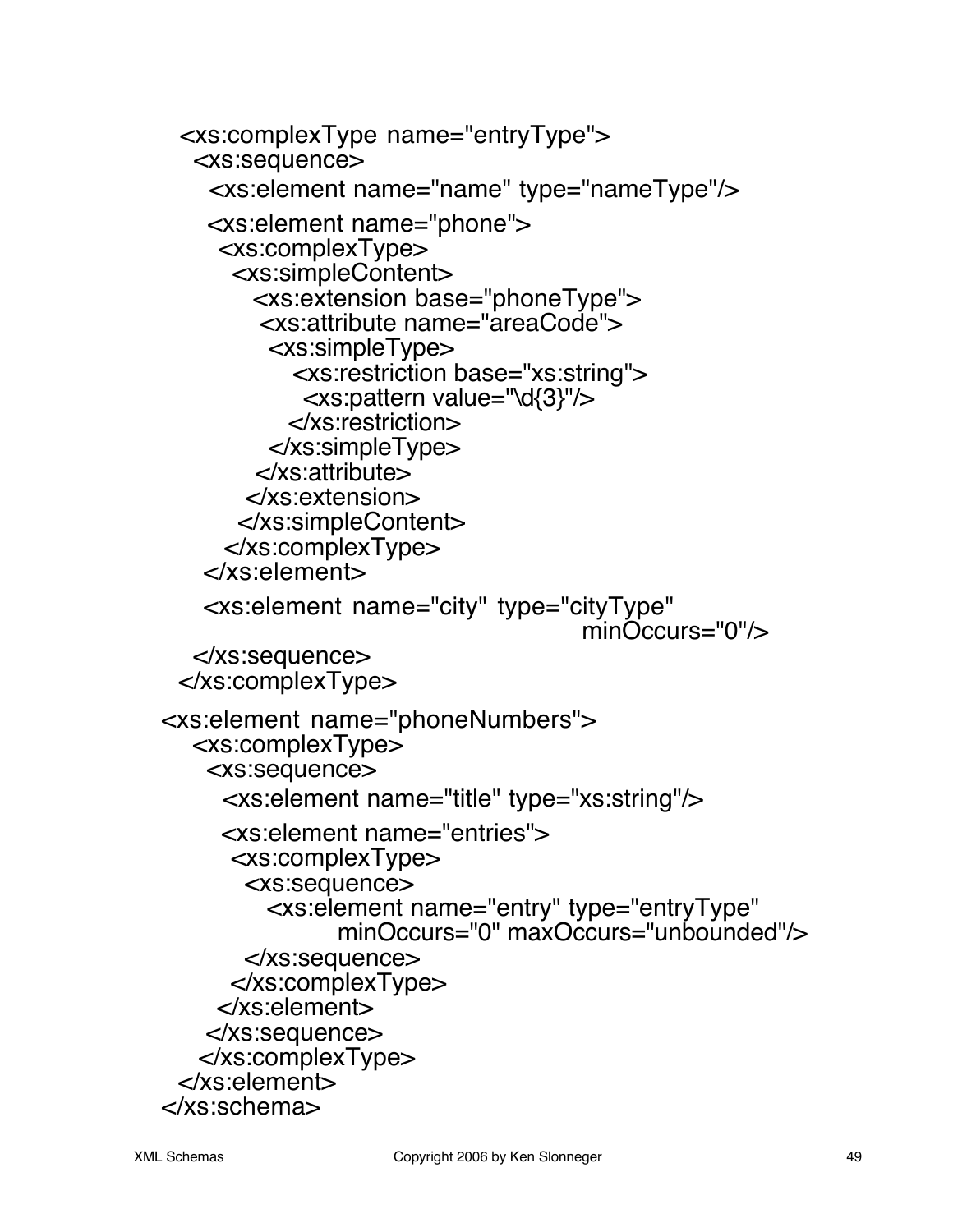```
<xs:complexType name="entryType">
  <xs:sequence>
    <xs:element name="name" type="nameType"/>
    <xs:element name="phone">
      <xs:complexType>
        <xs:simpleContent>
          <xs:extension base="phoneType">
            <xs:attribute name="areaCode">
              <xs:simpleType>
                <xs:restriction base="xs:string">
                  <xs:pattern value="\d{3}"/>
                </xs:restriction>
              </xs:simpleType>
            </xs:attribute>
          </xs:extension>
        </xs:simpleContent>
      </xs:complexType>
    </xs:element>
    <xs:element name="city" type="cityType"
                                        minOccurs="0"/>
  </xs:sequence>
</xs:complexType>

<xs:element name="phoneNumbers">
  <xs:complexType>
    <xs:sequence>
      <xs:element name="title" type="xs:string"/>
      <xs:element name="entries">
        <xs:complexType>
          <xs:sequence>
            <xs:element name="entry" type="entryType"
                    minOccurs="0" maxOccurs="unbounded"/>
          </xs:sequence>
        </xs:complexType>
      </xs:element>
    </xs:sequence>
  </xs:complexType>
</xs:element>
</xs:schema>
```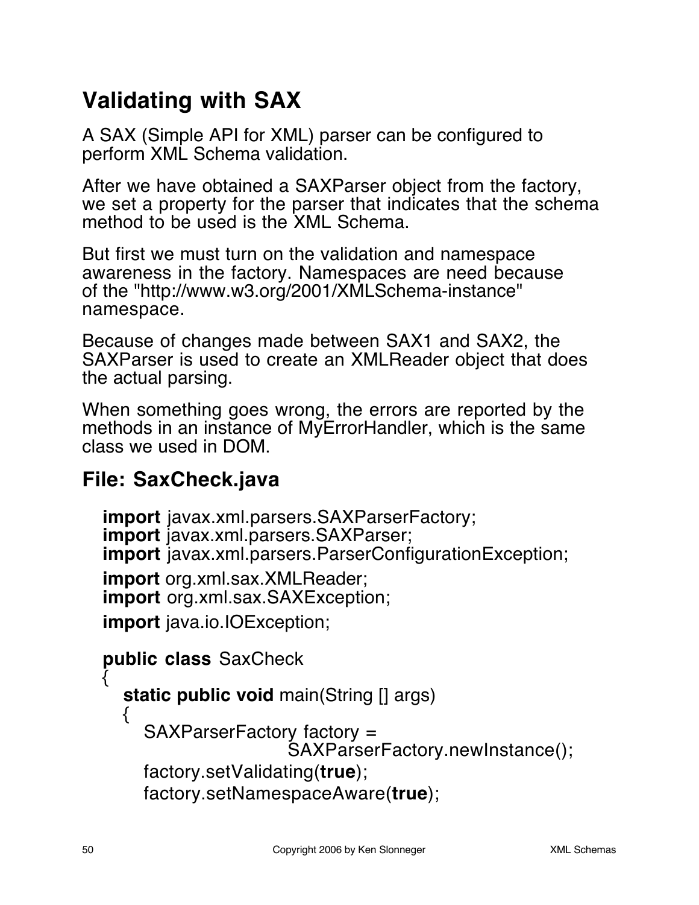## Validating with SAX

A SAX (Simple API for XML) parser can be configured to perform XML Schema validation.

After we have obtained a SAXParser object from the factory, we set a property for the parser that indicates that the schema method to be used is the XML Schema.

But first we must turn on the validation and namespace awareness in the factory. Namespaces are need because of the "http://www.w3.org/2001/XMLSchema-instance" namespace.

Because of changes made between SAX1 and SAX2, the SAXParser is used to create an XMLReader object that does the actual parsing.

When something goes wrong, the errors are reported by the methods in an instance of MyErrorHandler, which is the same class we used in DOM.

### File: SaxCheck.java

```
import javax.xml.parsers.SAXParserFactory;
import javax.xml.parsers.SAXParser;
import javax.xml.parsers.ParserConfigurationException;
import org.xml.sax.XMLReader;
import org.xml.sax.SAXException;
import java.io.IOException;

public class SaxCheck
{
   static public void main(String [] args)
   {
      SAXParserFactory factory =
                       SAXParserFactory.newInstance();
      factory.setValidating(true);
      factory.setNamespaceAware(true);
```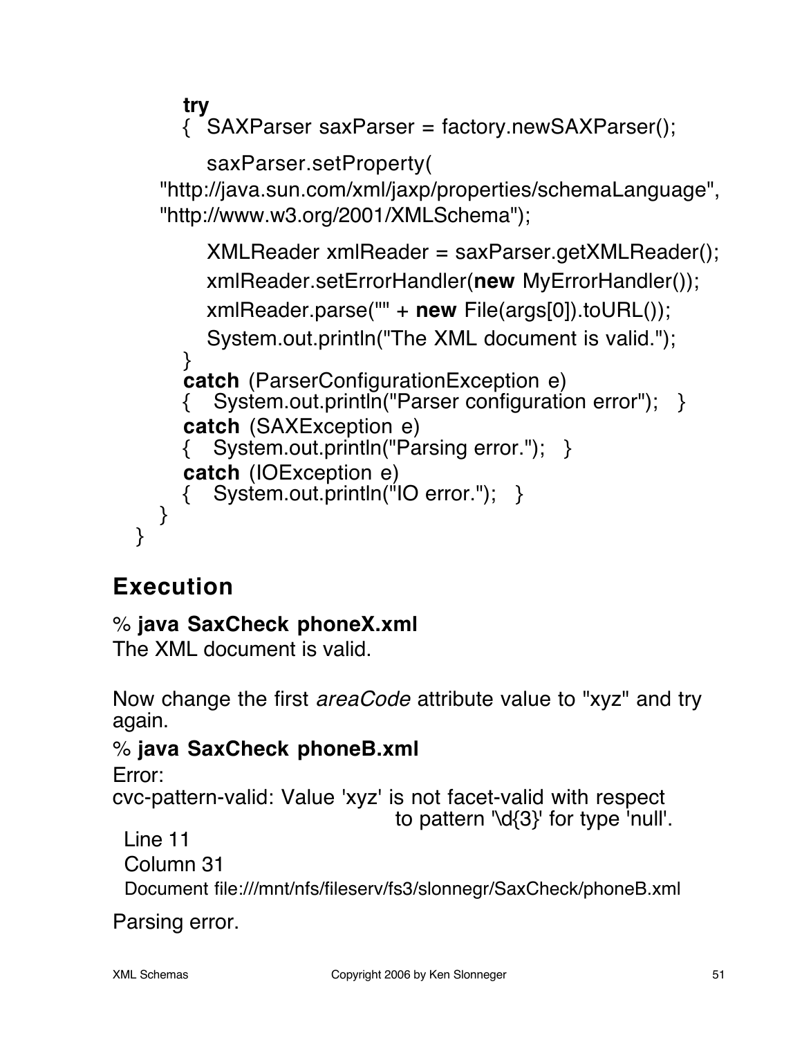```
      try
      {  SAXParser saxParser = factory.newSAXParser();

         saxParser.setProperty(
   "http://java.sun.com/xml/jaxp/properties/schemaLanguage",
   "http://www.w3.org/2001/XMLSchema");

         XMLReader xmlReader = saxParser.getXMLReader();
         xmlReader.setErrorHandler(new MyErrorHandler());
         xmlReader.parse("" + new File(args[0]).toURL());
         System.out.println("The XML document is valid.");
      }
      catch (ParserConfigurationException e)
      {   System.out.println("Parser configuration error");   }
      catch (SAXException e)
      {   System.out.println("Parsing error.");   }
      catch (IOException e)
      {   System.out.println("IO error.");   }
   }
}
```

## Execution

```
% java SaxCheck phoneX.xml
The XML document is valid.
```

Now change the first *areaCode* attribute value to "xyz" and try again.

```
% java SaxCheck phoneB.xml
Error:
cvc-pattern-valid: Value 'xyz' is not facet-valid with respect
                                  to pattern '\d{3}' for type 'null'.
 Line 11
 Column 31
 Document file:///mnt/nfs/fileserv/fs3/slonnegr/SaxCheck/phoneB.xml
Parsing error.
```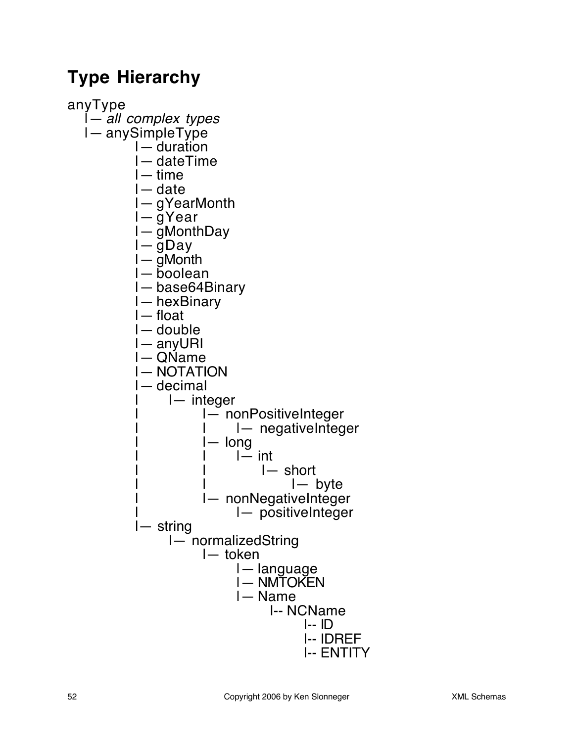# Type Hierarchy

```
anyType
   |— all complex types
   |— anySimpleType
            |— duration
            |— dateTime
            |— time
            |— date
            |— gYearMonth
            |— gYear
            |— gMonthDay
            |— gDay
            |— gMonth
            |— boolean
            |— base64Binary
            |— hexBinary
            |— float
            |— double
            |— anyURI
            |— QName
            |— NOTATION
            |— decimal
            |      |— integer
            |             |— nonPositiveInteger
            |             |      |— negativeInteger
            |             |— long
            |             |      |— int
            |             |            |— short
            |             |                   |— byte
            |             |— nonNegativeInteger
            |                    |— positiveInteger
            |— string
                   |— normalizedString
                          |— token
                                 |— language
                                 |— NMTOKEN
                                 |— Name
                                        |-- NCName
                                               |-- ID
                                               |-- IDREF
                                               |-- ENTITY
```